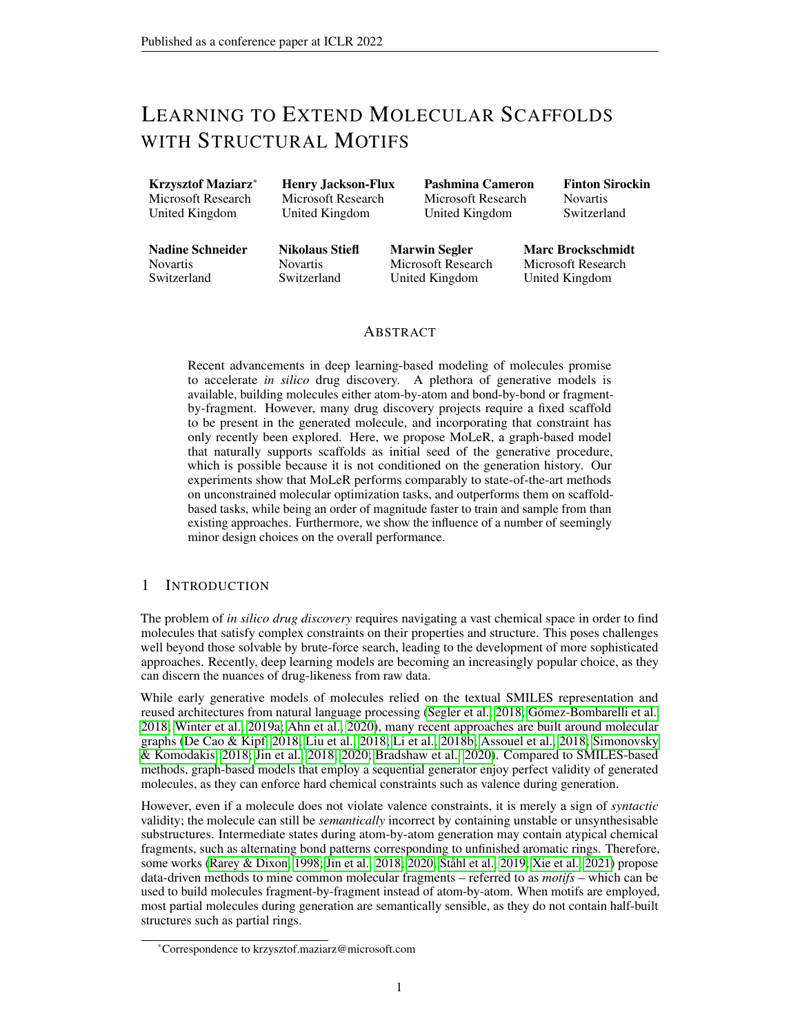# Learning to Extend Molecular Scaffolds with Structural Motifs

**Krzysztof Maziarz**[*]
Microsoft Research
United Kingdom

**Henry Jackson-Flux**
Microsoft Research
United Kingdom

**Pashmina Cameron**
Microsoft Research
United Kingdom

**Finton Sirockin**
Novartis
Switzerland

**Nadine Schneider**
Novartis
Switzerland

**Nikolaus Stiefl**
Novartis
Switzerland

**Marwin Segler**
Microsoft Research
United Kingdom

**Marc Brockschmidt**
Microsoft Research
United Kingdom

## Abstract

Recent advancements in deep learning-based modeling of molecules promise to accelerate *in silico* drug discovery. A plethora of generative models is available, building molecules either atom-by-atom and bond-by-bond or fragment-by-fragment. However, many drug discovery projects require a fixed scaffold to be present in the generated molecule, and incorporating that constraint has only recently been explored. Here, we propose MoLeR, a graph-based model that naturally supports scaffolds as initial seed of the generative procedure, which is possible because it is not conditioned on the generation history. Our experiments show that MoLeR performs comparably to state-of-the-art methods on unconstrained molecular optimization tasks, and outperforms them on scaffold-based tasks, while being an order of magnitude faster to train and sample from than existing approaches. Furthermore, we show the influence of a number of seemingly minor design choices on the overall performance.

## 1 Introduction

The problem of *in silico drug discovery* requires navigating a vast chemical space in order to find molecules that satisfy complex constraints on their properties and structure. This poses challenges well beyond those solvable by brute-force search, leading to the development of more sophisticated approaches. Recently, deep learning models are becoming an increasingly popular choice, as they can discern the nuances of drug-likeness from raw data.

While early generative models of molecules relied on the textual SMILES representation and reused architectures from natural language processing (Segler et al., 2018; Gómez-Bombarelli et al., 2018; Winter et al., 2019a; Ahn et al., 2020), many recent approaches are built around molecular graphs (De Cao & Kipf, 2018; Liu et al., 2018; Li et al., 2018b; Assouel et al., 2018; Simonovsky & Komodakis, 2018; Jin et al., 2018; 2020; Bradshaw et al., 2020). Compared to SMILES-based methods, graph-based models that employ a sequential generator enjoy perfect validity of generated molecules, as they can enforce hard chemical constraints such as valence during generation.

However, even if a molecule does not violate valence constraints, it is merely a sign of *syntactic* validity; the molecule can still be *semantically* incorrect by containing unstable or unsynthesisable substructures. Intermediate states during atom-by-atom generation may contain atypical chemical fragments, such as alternating bond patterns corresponding to unfinished aromatic rings. Therefore, some works (Rarey & Dixon, 1998; Jin et al., 2018; 2020; Ståhl et al., 2019; Xie et al., 2021) propose data-driven methods to mine common molecular fragments – referred to as *motifs* – which can be used to build molecules fragment-by-fragment instead of atom-by-atom. When motifs are employed, most partial molecules during generation are semantically sensible, as they do not contain half-built structures such as partial rings.

[*]Correspondence to krzysztof.maziarz@microsoft.com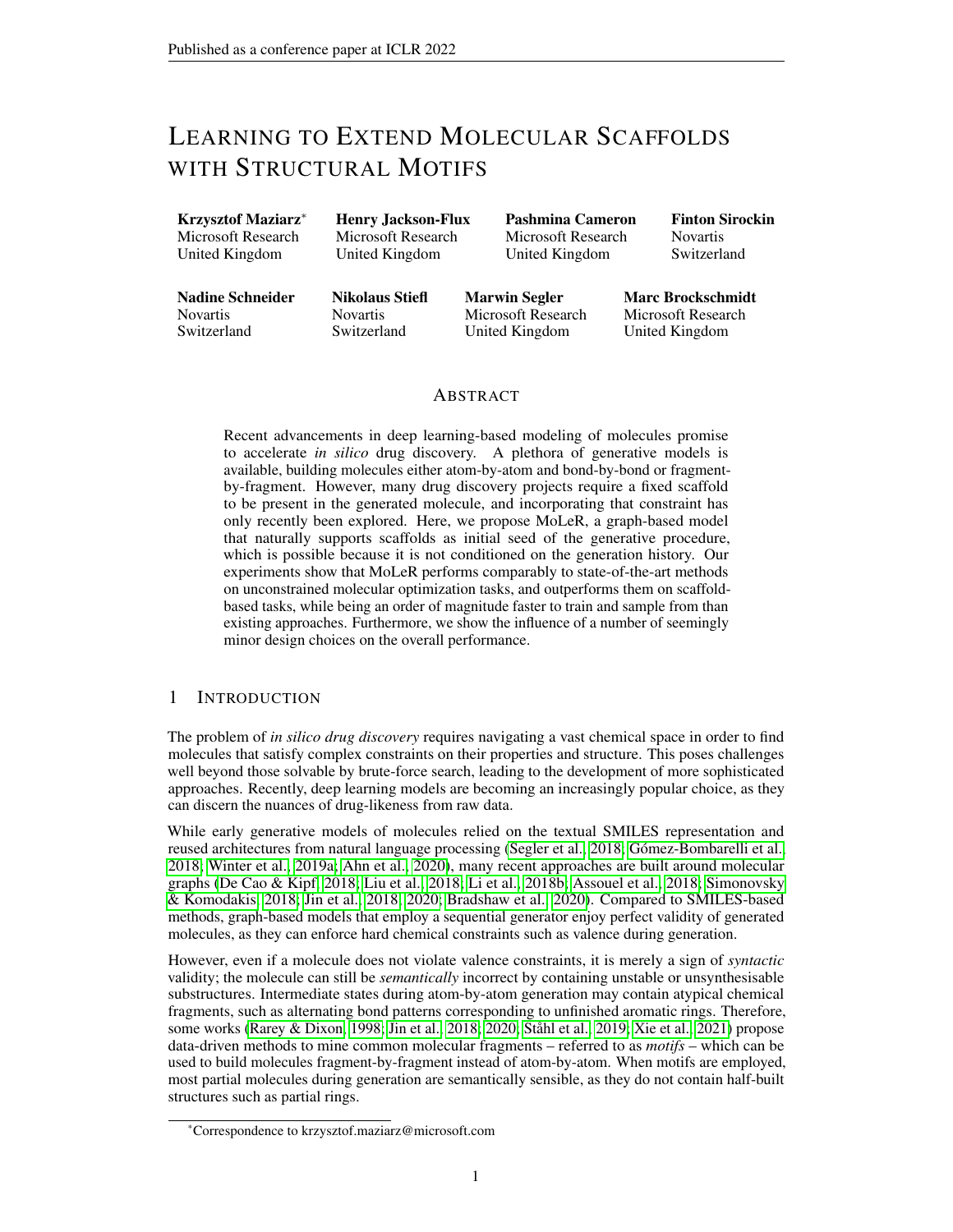# Learning to Extend Molecular Scaffolds with Structural Motifs

**Krzysztof Maziarz**[*]
Microsoft Research
United Kingdom

**Henry Jackson-Flux**
Microsoft Research
United Kingdom

**Pashmina Cameron**
Microsoft Research
United Kingdom

**Finton Sirockin**
Novartis
Switzerland

**Nadine Schneider**
Novartis
Switzerland

**Nikolaus Stiefl**
Novartis
Switzerland

**Marwin Segler**
Microsoft Research
United Kingdom

**Marc Brockschmidt**
Microsoft Research
United Kingdom

## Abstract

Recent advancements in deep learning-based modeling of molecules promise to accelerate *in silico* drug discovery. A plethora of generative models is available, building molecules either atom-by-atom and bond-by-bond or fragment-by-fragment. However, many drug discovery projects require a fixed scaffold to be present in the generated molecule, and incorporating that constraint has only recently been explored. Here, we propose MoLeR, a graph-based model that naturally supports scaffolds as initial seed of the generative procedure, which is possible because it is not conditioned on the generation history. Our experiments show that MoLeR performs comparably to state-of-the-art methods on unconstrained molecular optimization tasks, and outperforms them on scaffold-based tasks, while being an order of magnitude faster to train and sample from than existing approaches. Furthermore, we show the influence of a number of seemingly minor design choices on the overall performance.

## 1 Introduction

The problem of *in silico drug discovery* requires navigating a vast chemical space in order to find molecules that satisfy complex constraints on their properties and structure. This poses challenges well beyond those solvable by brute-force search, leading to the development of more sophisticated approaches. Recently, deep learning models are becoming an increasingly popular choice, as they can discern the nuances of drug-likeness from raw data.

While early generative models of molecules relied on the textual SMILES representation and reused architectures from natural language processing (Segler et al., 2018; Gómez-Bombarelli et al., 2018; Winter et al., 2019a; Ahn et al., 2020), many recent approaches are built around molecular graphs (De Cao & Kipf, 2018; Liu et al., 2018; Li et al., 2018b; Assouel et al., 2018; Simonovsky & Komodakis, 2018; Jin et al., 2018; 2020; Bradshaw et al., 2020). Compared to SMILES-based methods, graph-based models that employ a sequential generator enjoy perfect validity of generated molecules, as they can enforce hard chemical constraints such as valence during generation.

However, even if a molecule does not violate valence constraints, it is merely a sign of *syntactic* validity; the molecule can still be *semantically* incorrect by containing unstable or unsynthesisable substructures. Intermediate states during atom-by-atom generation may contain atypical chemical fragments, such as alternating bond patterns corresponding to unfinished aromatic rings. Therefore, some works (Rarey & Dixon, 1998; Jin et al., 2018; 2020; Ståhl et al., 2019; Xie et al., 2021) propose data-driven methods to mine common molecular fragments – referred to as *motifs* – which can be used to build molecules fragment-by-fragment instead of atom-by-atom. When motifs are employed, most partial molecules during generation are semantically sensible, as they do not contain half-built structures such as partial rings.

[*] Correspondence to krzysztof.maziarz@microsoft.com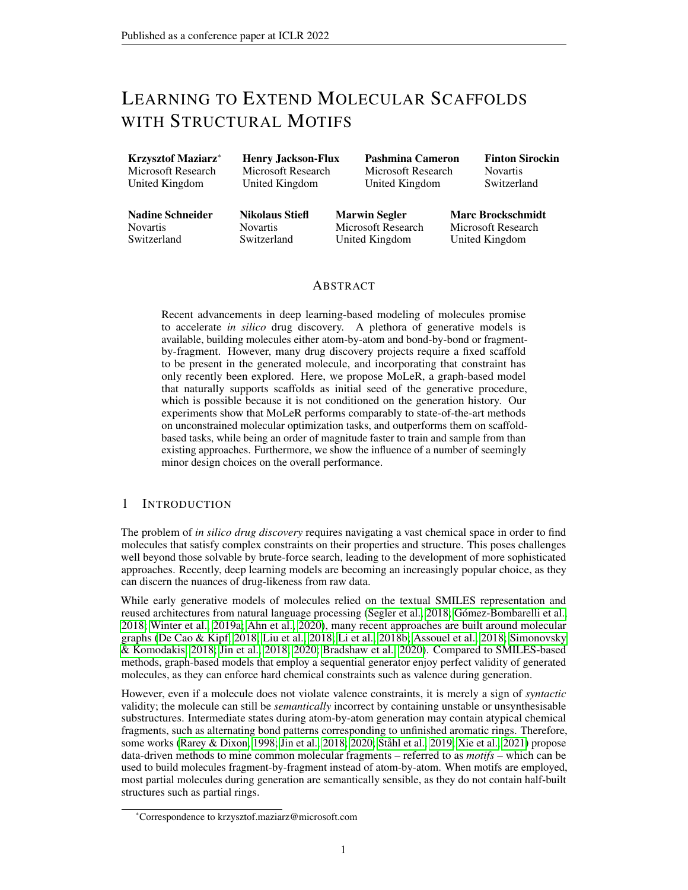# LEARNING TO EXTEND MOLECULAR SCAFFOLDS WITH STRUCTURAL MOTIFS

**Krzysztof Maziarz***
Microsoft Research
United Kingdom

**Henry Jackson-Flux**
Microsoft Research
United Kingdom

**Pashmina Cameron**
Microsoft Research
United Kingdom

**Finton Sirockin**
Novartis
Switzerland

**Nadine Schneider**
Novartis
Switzerland

**Nikolaus Stiefl**
Novartis
Switzerland

**Marwin Segler**
Microsoft Research
United Kingdom

**Marc Brockschmidt**
Microsoft Research
United Kingdom

## ABSTRACT

Recent advancements in deep learning-based modeling of molecules promise to accelerate *in silico* drug discovery. A plethora of generative models is available, building molecules either atom-by-atom and bond-by-bond or fragment-by-fragment. However, many drug discovery projects require a fixed scaffold to be present in the generated molecule, and incorporating that constraint has only recently been explored. Here, we propose MoLeR, a graph-based model that naturally supports scaffolds as initial seed of the generative procedure, which is possible because it is not conditioned on the generation history. Our experiments show that MoLeR performs comparably to state-of-the-art methods on unconstrained molecular optimization tasks, and outperforms them on scaffold-based tasks, while being an order of magnitude faster to train and sample from than existing approaches. Furthermore, we show the influence of a number of seemingly minor design choices on the overall performance.

## 1 INTRODUCTION

The problem of *in silico drug discovery* requires navigating a vast chemical space in order to find molecules that satisfy complex constraints on their properties and structure. This poses challenges well beyond those solvable by brute-force search, leading to the development of more sophisticated approaches. Recently, deep learning models are becoming an increasingly popular choice, as they can discern the nuances of drug-likeness from raw data.

While early generative models of molecules relied on the textual SMILES representation and reused architectures from natural language processing (Segler et al., 2018; Gómez-Bombarelli et al., 2018; Winter et al., 2019a; Ahn et al., 2020), many recent approaches are built around molecular graphs (De Cao & Kipf, 2018; Liu et al., 2018; Li et al., 2018b; Assouel et al., 2018; Simonovsky & Komodakis, 2018; Jin et al., 2018; 2020; Bradshaw et al., 2020). Compared to SMILES-based methods, graph-based models that employ a sequential generator enjoy perfect validity of generated molecules, as they can enforce hard chemical constraints such as valence during generation.

However, even if a molecule does not violate valence constraints, it is merely a sign of *syntactic* validity; the molecule can still be *semantically* incorrect by containing unstable or unsynthesisable substructures. Intermediate states during atom-by-atom generation may contain atypical chemical fragments, such as alternating bond patterns corresponding to unfinished aromatic rings. Therefore, some works (Rarey & Dixon, 1998; Jin et al., 2018; 2020; Ståhl et al., 2019; Xie et al., 2021) propose data-driven methods to mine common molecular fragments – referred to as *motifs* – which can be used to build molecules fragment-by-fragment instead of atom-by-atom. When motifs are employed, most partial molecules during generation are semantically sensible, as they do not contain half-built structures such as partial rings.

*Correspondence to krzysztof.maziarz@microsoft.com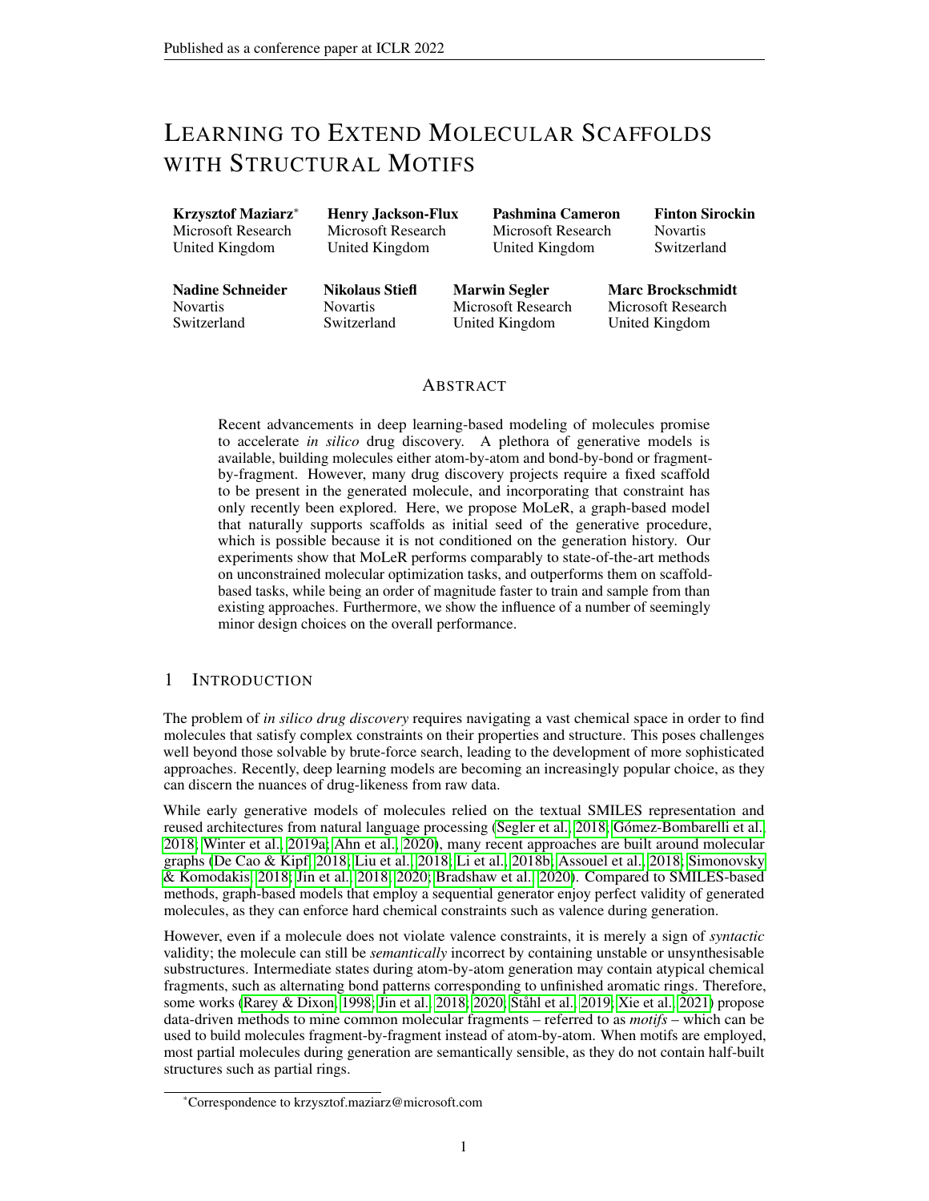# Learning to Extend Molecular Scaffolds with Structural Motifs

**Krzysztof Maziarz**[*]
Microsoft Research
United Kingdom

**Henry Jackson-Flux**
Microsoft Research
United Kingdom

**Pashmina Cameron**
Microsoft Research
United Kingdom

**Finton Sirockin**
Novartis
Switzerland

**Nadine Schneider**
Novartis
Switzerland

**Nikolaus Stiefl**
Novartis
Switzerland

**Marwin Segler**
Microsoft Research
United Kingdom

**Marc Brockschmidt**
Microsoft Research
United Kingdom

## Abstract

Recent advancements in deep learning-based modeling of molecules promise to accelerate *in silico* drug discovery. A plethora of generative models is available, building molecules either atom-by-atom and bond-by-bond or fragment-by-fragment. However, many drug discovery projects require a fixed scaffold to be present in the generated molecule, and incorporating that constraint has only recently been explored. Here, we propose MoLeR, a graph-based model that naturally supports scaffolds as initial seed of the generative procedure, which is possible because it is not conditioned on the generation history. Our experiments show that MoLeR performs comparably to state-of-the-art methods on unconstrained molecular optimization tasks, and outperforms them on scaffold-based tasks, while being an order of magnitude faster to train and sample from than existing approaches. Furthermore, we show the influence of a number of seemingly minor design choices on the overall performance.

## 1 Introduction

The problem of *in silico drug discovery* requires navigating a vast chemical space in order to find molecules that satisfy complex constraints on their properties and structure. This poses challenges well beyond those solvable by brute-force search, leading to the development of more sophisticated approaches. Recently, deep learning models are becoming an increasingly popular choice, as they can discern the nuances of drug-likeness from raw data.

While early generative models of molecules relied on the textual SMILES representation and reused architectures from natural language processing (Segler et al., 2018; Gómez-Bombarelli et al., 2018; Winter et al., 2019a; Ahn et al., 2020), many recent approaches are built around molecular graphs (De Cao & Kipf, 2018; Liu et al., 2018; Li et al., 2018b; Assouel et al., 2018; Simonovsky & Komodakis, 2018; Jin et al., 2018; 2020; Bradshaw et al., 2020). Compared to SMILES-based methods, graph-based models that employ a sequential generator enjoy perfect validity of generated molecules, as they can enforce hard chemical constraints such as valence during generation.

However, even if a molecule does not violate valence constraints, it is merely a sign of *syntactic* validity; the molecule can still be *semantically* incorrect by containing unstable or unsynthesisable substructures. Intermediate states during atom-by-atom generation may contain atypical chemical fragments, such as alternating bond patterns corresponding to unfinished aromatic rings. Therefore, some works (Rarey & Dixon, 1998; Jin et al., 2018; 2020; Ståhl et al., 2019; Xie et al., 2021) propose data-driven methods to mine common molecular fragments – referred to as *motifs* – which can be used to build molecules fragment-by-fragment instead of atom-by-atom. When motifs are employed, most partial molecules during generation are semantically sensible, as they do not contain half-built structures such as partial rings.

[*] Correspondence to krzysztof.maziarz@microsoft.com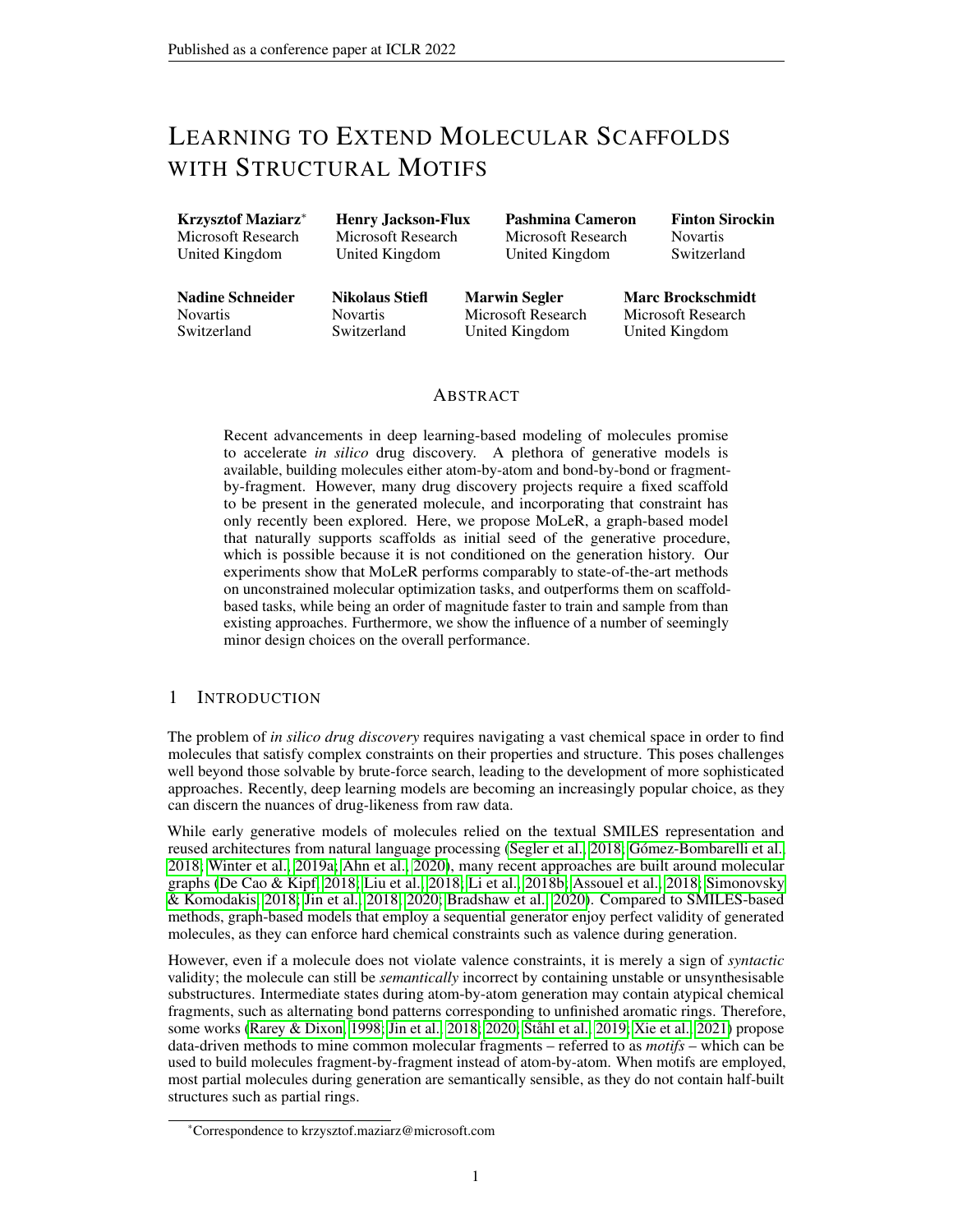# Learning to Extend Molecular Scaffolds with Structural Motifs

**Krzysztof Maziarz**[*] Microsoft Research United Kingdom

**Henry Jackson-Flux** Microsoft Research United Kingdom

**Pashmina Cameron** Microsoft Research United Kingdom

**Finton Sirockin** Novartis Switzerland

**Nadine Schneider** Novartis Switzerland

**Nikolaus Stiefl** Novartis Switzerland

**Marwin Segler** Microsoft Research United Kingdom

**Marc Brockschmidt** Microsoft Research United Kingdom

## Abstract

Recent advancements in deep learning-based modeling of molecules promise to accelerate *in silico* drug discovery. A plethora of generative models is available, building molecules either atom-by-atom and bond-by-bond or fragment-by-fragment. However, many drug discovery projects require a fixed scaffold to be present in the generated molecule, and incorporating that constraint has only recently been explored. Here, we propose MoLeR, a graph-based model that naturally supports scaffolds as initial seed of the generative procedure, which is possible because it is not conditioned on the generation history. Our experiments show that MoLeR performs comparably to state-of-the-art methods on unconstrained molecular optimization tasks, and outperforms them on scaffold-based tasks, while being an order of magnitude faster to train and sample from than existing approaches. Furthermore, we show the influence of a number of seemingly minor design choices on the overall performance.

## 1 Introduction

The problem of *in silico drug discovery* requires navigating a vast chemical space in order to find molecules that satisfy complex constraints on their properties and structure. This poses challenges well beyond those solvable by brute-force search, leading to the development of more sophisticated approaches. Recently, deep learning models are becoming an increasingly popular choice, as they can discern the nuances of drug-likeness from raw data.

While early generative models of molecules relied on the textual SMILES representation and reused architectures from natural language processing (Segler et al., 2018; Gómez-Bombarelli et al., 2018; Winter et al., 2019a; Ahn et al., 2020), many recent approaches are built around molecular graphs (De Cao & Kipf, 2018; Liu et al., 2018; Li et al., 2018b; Assouel et al., 2018; Simonovsky & Komodakis, 2018; Jin et al., 2018; 2020; Bradshaw et al., 2020). Compared to SMILES-based methods, graph-based models that employ a sequential generator enjoy perfect validity of generated molecules, as they can enforce hard chemical constraints such as valence during generation.

However, even if a molecule does not violate valence constraints, it is merely a sign of *syntactic* validity; the molecule can still be *semantically* incorrect by containing unstable or unsynthesisable substructures. Intermediate states during atom-by-atom generation may contain atypical chemical fragments, such as alternating bond patterns corresponding to unfinished aromatic rings. Therefore, some works (Rarey & Dixon, 1998; Jin et al., 2018; 2020; Ståhl et al., 2019; Xie et al., 2021) propose data-driven methods to mine common molecular fragments – referred to as *motifs* – which can be used to build molecules fragment-by-fragment instead of atom-by-atom. When motifs are employed, most partial molecules during generation are semantically sensible, as they do not contain half-built structures such as partial rings.

[*] Correspondence to krzysztof.maziarz@microsoft.com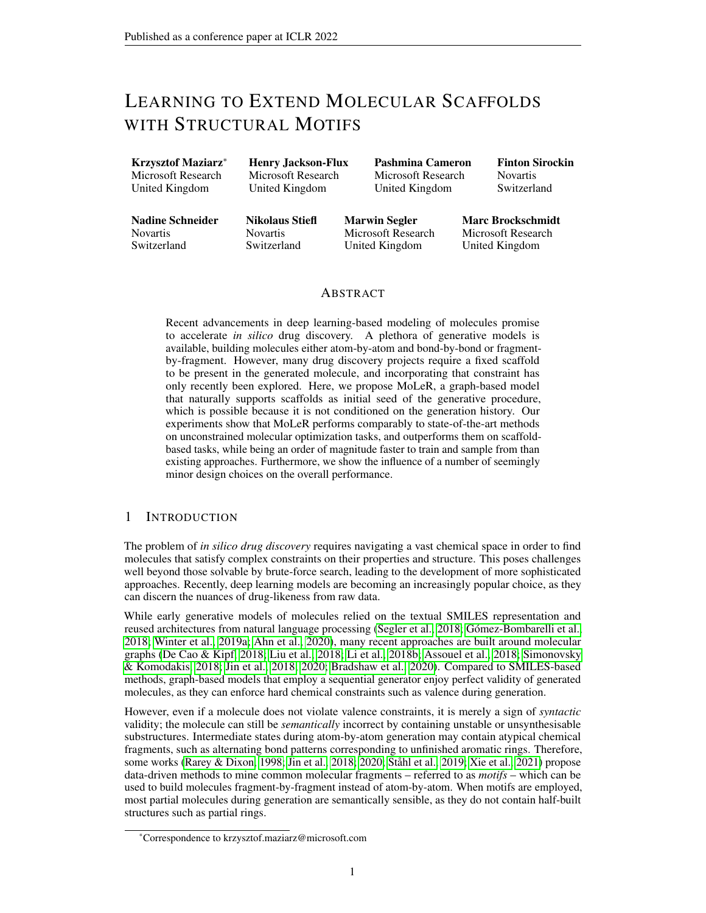# Learning to Extend Molecular Scaffolds with Structural Motifs

**Krzysztof Maziarz**[*]  
Microsoft Research  
United Kingdom

**Henry Jackson-Flux**  
Microsoft Research  
United Kingdom

**Pashmina Cameron**  
Microsoft Research  
United Kingdom

**Finton Sirockin**  
Novartis  
Switzerland

**Nadine Schneider**  
Novartis  
Switzerland

**Nikolaus Stiefl**  
Novartis  
Switzerland

**Marwin Segler**  
Microsoft Research  
United Kingdom

**Marc Brockschmidt**  
Microsoft Research  
United Kingdom

## Abstract

Recent advancements in deep learning-based modeling of molecules promise to accelerate *in silico* drug discovery. A plethora of generative models is available, building molecules either atom-by-atom and bond-by-bond or fragment-by-fragment. However, many drug discovery projects require a fixed scaffold to be present in the generated molecule, and incorporating that constraint has only recently been explored. Here, we propose MoLeR, a graph-based model that naturally supports scaffolds as initial seed of the generative procedure, which is possible because it is not conditioned on the generation history. Our experiments show that MoLeR performs comparably to state-of-the-art methods on unconstrained molecular optimization tasks, and outperforms them on scaffold-based tasks, while being an order of magnitude faster to train and sample from than existing approaches. Furthermore, we show the influence of a number of seemingly minor design choices on the overall performance.

## 1 Introduction

The problem of *in silico drug discovery* requires navigating a vast chemical space in order to find molecules that satisfy complex constraints on their properties and structure. This poses challenges well beyond those solvable by brute-force search, leading to the development of more sophisticated approaches. Recently, deep learning models are becoming an increasingly popular choice, as they can discern the nuances of drug-likeness from raw data.

While early generative models of molecules relied on the textual SMILES representation and reused architectures from natural language processing (Segler et al., 2018; Gómez-Bombarelli et al., 2018; Winter et al., 2019a; Ahn et al., 2020), many recent approaches are built around molecular graphs (De Cao & Kipf, 2018; Liu et al., 2018; Li et al., 2018b; Assouel et al., 2018; Simonovsky & Komodakis, 2018; Jin et al., 2018; 2020; Bradshaw et al., 2020). Compared to SMILES-based methods, graph-based models that employ a sequential generator enjoy perfect validity of generated molecules, as they can enforce hard chemical constraints such as valence during generation.

However, even if a molecule does not violate valence constraints, it is merely a sign of *syntactic* validity; the molecule can still be *semantically* incorrect by containing unstable or unsynthesisable substructures. Intermediate states during atom-by-atom generation may contain atypical chemical fragments, such as alternating bond patterns corresponding to unfinished aromatic rings. Therefore, some works (Rarey & Dixon, 1998; Jin et al., 2018; 2020; Ståhl et al., 2019; Xie et al., 2021) propose data-driven methods to mine common molecular fragments – referred to as *motifs* – which can be used to build molecules fragment-by-fragment instead of atom-by-atom. When motifs are employed, most partial molecules during generation are semantically sensible, as they do not contain half-built structures such as partial rings.

[*] Correspondence to krzysztof.maziarz@microsoft.com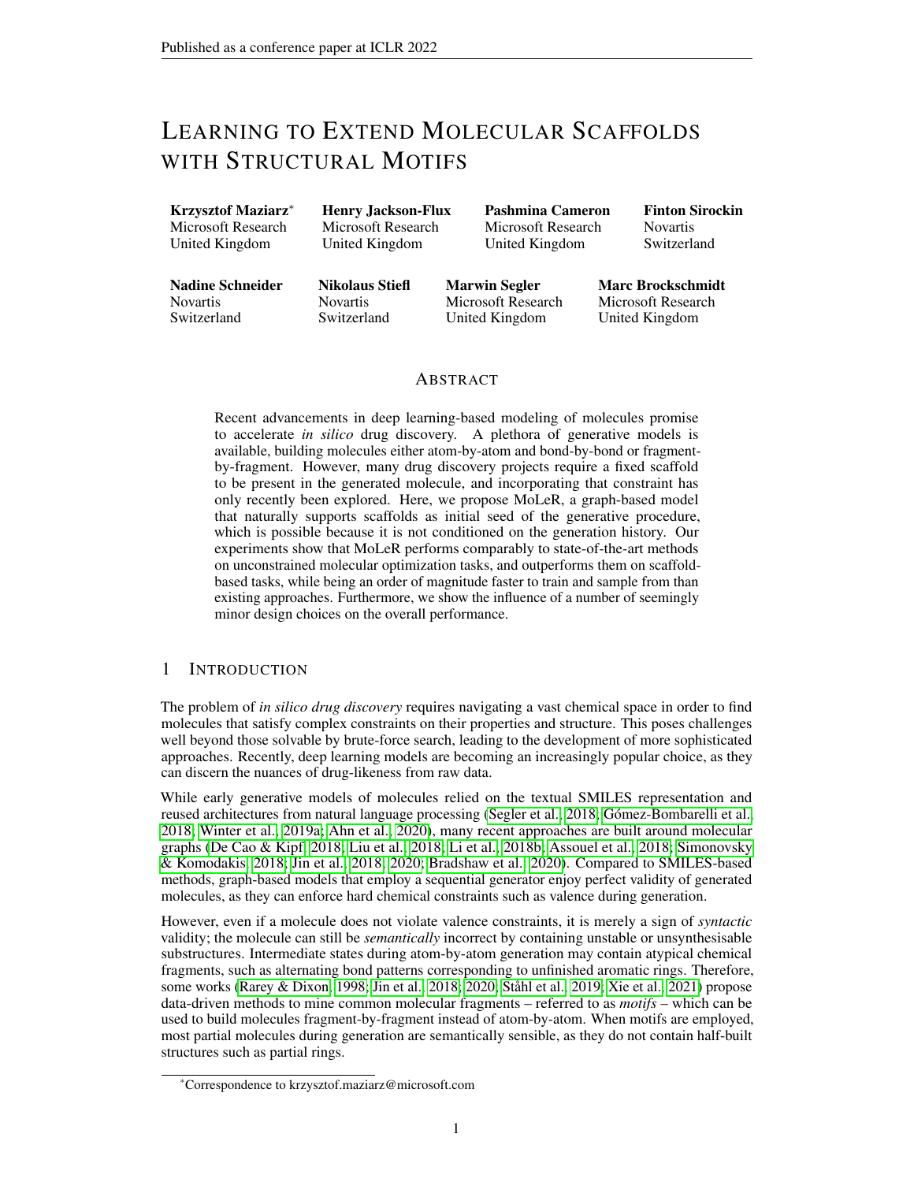# LEARNING TO EXTEND MOLECULAR SCAFFOLDS WITH STRUCTURAL MOTIFS

**Krzysztof Maziarz**[*] Microsoft Research United Kingdom

**Henry Jackson-Flux** Microsoft Research United Kingdom

**Pashmina Cameron** Microsoft Research United Kingdom

**Finton Sirockin** Novartis Switzerland

**Nadine Schneider** Novartis Switzerland

**Nikolaus Stiefl** Novartis Switzerland

**Marwin Segler** Microsoft Research United Kingdom

**Marc Brockschmidt** Microsoft Research United Kingdom

## ABSTRACT

Recent advancements in deep learning-based modeling of molecules promise to accelerate *in silico* drug discovery. A plethora of generative models is available, building molecules either atom-by-atom and bond-by-bond or fragment-by-fragment. However, many drug discovery projects require a fixed scaffold to be present in the generated molecule, and incorporating that constraint has only recently been explored. Here, we propose MoLeR, a graph-based model that naturally supports scaffolds as initial seed of the generative procedure, which is possible because it is not conditioned on the generation history. Our experiments show that MoLeR performs comparably to state-of-the-art methods on unconstrained molecular optimization tasks, and outperforms them on scaffold-based tasks, while being an order of magnitude faster to train and sample from than existing approaches. Furthermore, we show the influence of a number of seemingly minor design choices on the overall performance.

## 1 INTRODUCTION

The problem of *in silico drug discovery* requires navigating a vast chemical space in order to find molecules that satisfy complex constraints on their properties and structure. This poses challenges well beyond those solvable by brute-force search, leading to the development of more sophisticated approaches. Recently, deep learning models are becoming an increasingly popular choice, as they can discern the nuances of drug-likeness from raw data.

While early generative models of molecules relied on the textual SMILES representation and reused architectures from natural language processing (Segler et al., 2018; Gómez-Bombarelli et al., 2018; Winter et al., 2019a; Ahn et al., 2020), many recent approaches are built around molecular graphs (De Cao & Kipf, 2018; Liu et al., 2018; Li et al., 2018b; Assouel et al., 2018; Simonovsky & Komodakis, 2018; Jin et al., 2018; 2020; Bradshaw et al., 2020). Compared to SMILES-based methods, graph-based models that employ a sequential generator enjoy perfect validity of generated molecules, as they can enforce hard chemical constraints such as valence during generation.

However, even if a molecule does not violate valence constraints, it is merely a sign of *syntactic* validity; the molecule can still be *semantically* incorrect by containing unstable or unsynthesisable substructures. Intermediate states during atom-by-atom generation may contain atypical chemical fragments, such as alternating bond patterns corresponding to unfinished aromatic rings. Therefore, some works (Rarey & Dixon, 1998; Jin et al., 2018; 2020; Ståhl et al., 2019; Xie et al., 2021) propose data-driven methods to mine common molecular fragments – referred to as *motifs* – which can be used to build molecules fragment-by-fragment instead of atom-by-atom. When motifs are employed, most partial molecules during generation are semantically sensible, as they do not contain half-built structures such as partial rings.

[*] Correspondence to krzysztof.maziarz@microsoft.com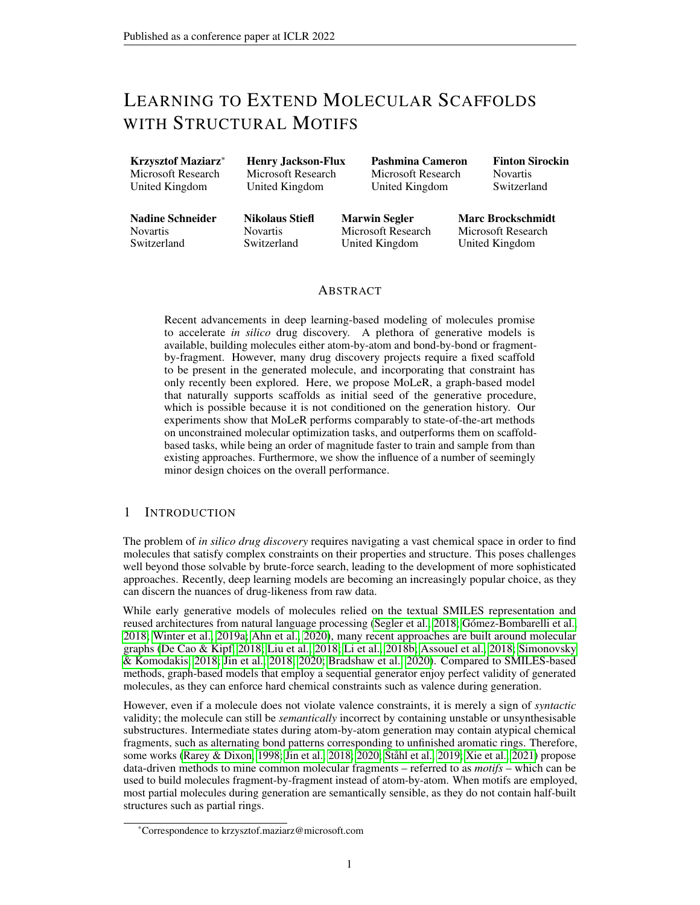# LEARNING TO EXTEND MOLECULAR SCAFFOLDS WITH STRUCTURAL MOTIFS

**Krzysztof Maziarz**[*]
Microsoft Research
United Kingdom

**Henry Jackson-Flux**
Microsoft Research
United Kingdom

**Pashmina Cameron**
Microsoft Research
United Kingdom

**Finton Sirockin**
Novartis
Switzerland

**Nadine Schneider**
Novartis
Switzerland

**Nikolaus Stiefl**
Novartis
Switzerland

**Marwin Segler**
Microsoft Research
United Kingdom

**Marc Brockschmidt**
Microsoft Research
United Kingdom

## ABSTRACT

Recent advancements in deep learning-based modeling of molecules promise to accelerate *in silico* drug discovery. A plethora of generative models is available, building molecules either atom-by-atom and bond-by-bond or fragment-by-fragment. However, many drug discovery projects require a fixed scaffold to be present in the generated molecule, and incorporating that constraint has only recently been explored. Here, we propose MoLeR, a graph-based model that naturally supports scaffolds as initial seed of the generative procedure, which is possible because it is not conditioned on the generation history. Our experiments show that MoLeR performs comparably to state-of-the-art methods on unconstrained molecular optimization tasks, and outperforms them on scaffold-based tasks, while being an order of magnitude faster to train and sample from than existing approaches. Furthermore, we show the influence of a number of seemingly minor design choices on the overall performance.

## 1 INTRODUCTION

The problem of *in silico drug discovery* requires navigating a vast chemical space in order to find molecules that satisfy complex constraints on their properties and structure. This poses challenges well beyond those solvable by brute-force search, leading to the development of more sophisticated approaches. Recently, deep learning models are becoming an increasingly popular choice, as they can discern the nuances of drug-likeness from raw data.

While early generative models of molecules relied on the textual SMILES representation and reused architectures from natural language processing (Segler et al., 2018; Gómez-Bombarelli et al., 2018; Winter et al., 2019a; Ahn et al., 2020), many recent approaches are built around molecular graphs (De Cao & Kipf, 2018; Liu et al., 2018; Li et al., 2018b; Assouel et al., 2018; Simonovsky & Komodakis, 2018; Jin et al., 2018; 2020; Bradshaw et al., 2020). Compared to SMILES-based methods, graph-based models that employ a sequential generator enjoy perfect validity of generated molecules, as they can enforce hard chemical constraints such as valence during generation.

However, even if a molecule does not violate valence constraints, it is merely a sign of *syntactic* validity; the molecule can still be *semantically* incorrect by containing unstable or unsynthesisable substructures. Intermediate states during atom-by-atom generation may contain atypical chemical fragments, such as alternating bond patterns corresponding to unfinished aromatic rings. Therefore, some works (Rarey & Dixon, 1998; Jin et al., 2018; 2020; Ståhl et al., 2019; Xie et al., 2021) propose data-driven methods to mine common molecular fragments – referred to as *motifs* – which can be used to build molecules fragment-by-fragment instead of atom-by-atom. When motifs are employed, most partial molecules during generation are semantically sensible, as they do not contain half-built structures such as partial rings.

[*] Correspondence to krzysztof.maziarz@microsoft.com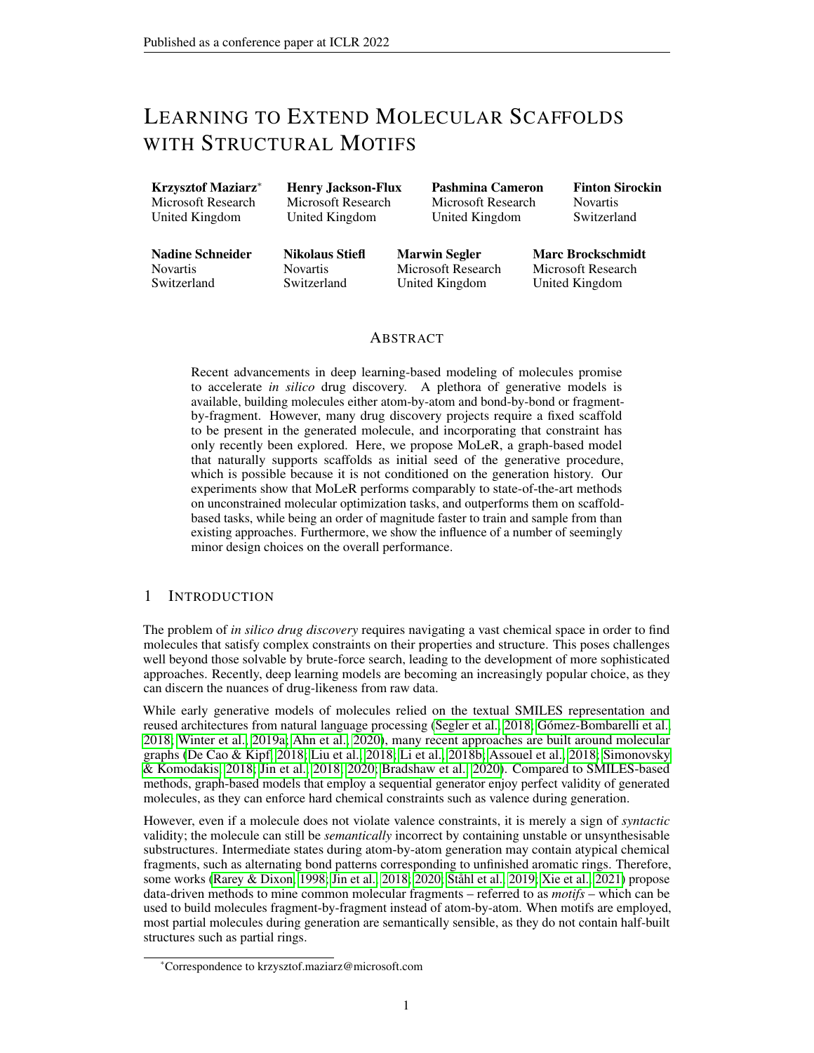# LEARNING TO EXTEND MOLECULAR SCAFFOLDS WITH STRUCTURAL MOTIFS

**Krzysztof Maziarz**[*]
Microsoft Research
United Kingdom

**Henry Jackson-Flux**
Microsoft Research
United Kingdom

**Pashmina Cameron**
Microsoft Research
United Kingdom

**Finton Sirockin**
Novartis
Switzerland

**Nadine Schneider**
Novartis
Switzerland

**Nikolaus Stiefl**
Novartis
Switzerland

**Marwin Segler**
Microsoft Research
United Kingdom

**Marc Brockschmidt**
Microsoft Research
United Kingdom

## ABSTRACT

Recent advancements in deep learning-based modeling of molecules promise to accelerate *in silico* drug discovery. A plethora of generative models is available, building molecules either atom-by-atom and bond-by-bond or fragment-by-fragment. However, many drug discovery projects require a fixed scaffold to be present in the generated molecule, and incorporating that constraint has only recently been explored. Here, we propose MoLeR, a graph-based model that naturally supports scaffolds as initial seed of the generative procedure, which is possible because it is not conditioned on the generation history. Our experiments show that MoLeR performs comparably to state-of-the-art methods on unconstrained molecular optimization tasks, and outperforms them on scaffold-based tasks, while being an order of magnitude faster to train and sample from than existing approaches. Furthermore, we show the influence of a number of seemingly minor design choices on the overall performance.

## 1 INTRODUCTION

The problem of *in silico drug discovery* requires navigating a vast chemical space in order to find molecules that satisfy complex constraints on their properties and structure. This poses challenges well beyond those solvable by brute-force search, leading to the development of more sophisticated approaches. Recently, deep learning models are becoming an increasingly popular choice, as they can discern the nuances of drug-likeness from raw data.

While early generative models of molecules relied on the textual SMILES representation and reused architectures from natural language processing (Segler et al., 2018; Gómez-Bombarelli et al., 2018; Winter et al., 2019a; Ahn et al., 2020), many recent approaches are built around molecular graphs (De Cao & Kipf, 2018; Liu et al., 2018; Li et al., 2018b; Assouel et al., 2018; Simonovsky & Komodakis, 2018; Jin et al., 2018; 2020; Bradshaw et al., 2020). Compared to SMILES-based methods, graph-based models that employ a sequential generator enjoy perfect validity of generated molecules, as they can enforce hard chemical constraints such as valence during generation.

However, even if a molecule does not violate valence constraints, it is merely a sign of *syntactic* validity; the molecule can still be *semantically* incorrect by containing unstable or unsynthesisable substructures. Intermediate states during atom-by-atom generation may contain atypical chemical fragments, such as alternating bond patterns corresponding to unfinished aromatic rings. Therefore, some works (Rarey & Dixon, 1998; Jin et al., 2018; 2020; Ståhl et al., 2019; Xie et al., 2021) propose data-driven methods to mine common molecular fragments – referred to as *motifs* – which can be used to build molecules fragment-by-fragment instead of atom-by-atom. When motifs are employed, most partial molecules during generation are semantically sensible, as they do not contain half-built structures such as partial rings.

[*]Correspondence to krzysztof.maziarz@microsoft.com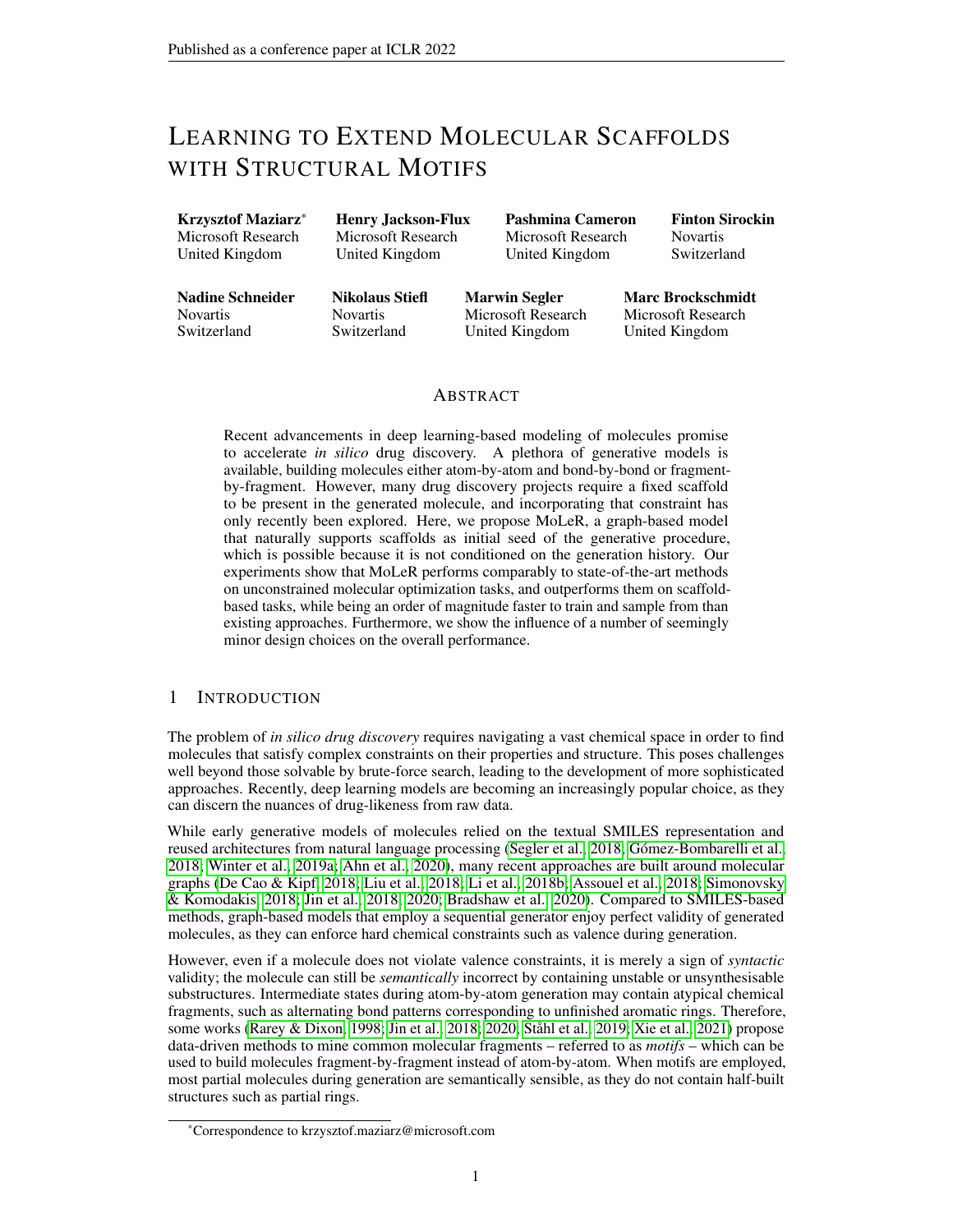# Learning to Extend Molecular Scaffolds with Structural Motifs

**Krzysztof Maziarz**[*] Microsoft Research United Kingdom

**Henry Jackson-Flux** Microsoft Research United Kingdom

**Pashmina Cameron** Microsoft Research United Kingdom

**Finton Sirockin** Novartis Switzerland

**Nadine Schneider** Novartis Switzerland

**Nikolaus Stiefl** Novartis Switzerland

**Marwin Segler** Microsoft Research United Kingdom

**Marc Brockschmidt** Microsoft Research United Kingdom

## Abstract

Recent advancements in deep learning-based modeling of molecules promise to accelerate *in silico* drug discovery. A plethora of generative models is available, building molecules either atom-by-atom and bond-by-bond or fragment-by-fragment. However, many drug discovery projects require a fixed scaffold to be present in the generated molecule, and incorporating that constraint has only recently been explored. Here, we propose MoLeR, a graph-based model that naturally supports scaffolds as initial seed of the generative procedure, which is possible because it is not conditioned on the generation history. Our experiments show that MoLeR performs comparably to state-of-the-art methods on unconstrained molecular optimization tasks, and outperforms them on scaffold-based tasks, while being an order of magnitude faster to train and sample from than existing approaches. Furthermore, we show the influence of a number of seemingly minor design choices on the overall performance.

## 1 Introduction

The problem of *in silico drug discovery* requires navigating a vast chemical space in order to find molecules that satisfy complex constraints on their properties and structure. This poses challenges well beyond those solvable by brute-force search, leading to the development of more sophisticated approaches. Recently, deep learning models are becoming an increasingly popular choice, as they can discern the nuances of drug-likeness from raw data.

While early generative models of molecules relied on the textual SMILES representation and reused architectures from natural language processing (Segler et al., 2018; Gómez-Bombarelli et al., 2018; Winter et al., 2019a; Ahn et al., 2020), many recent approaches are built around molecular graphs (De Cao & Kipf, 2018; Liu et al., 2018; Li et al., 2018b; Assouel et al., 2018; Simonovsky & Komodakis, 2018; Jin et al., 2018; 2020; Bradshaw et al., 2020). Compared to SMILES-based methods, graph-based models that employ a sequential generator enjoy perfect validity of generated molecules, as they can enforce hard chemical constraints such as valence during generation.

However, even if a molecule does not violate valence constraints, it is merely a sign of *syntactic* validity; the molecule can still be *semantically* incorrect by containing unstable or unsynthesisable substructures. Intermediate states during atom-by-atom generation may contain atypical chemical fragments, such as alternating bond patterns corresponding to unfinished aromatic rings. Therefore, some works (Rarey & Dixon, 1998; Jin et al., 2018; 2020; Ståhl et al., 2019; Xie et al., 2021) propose data-driven methods to mine common molecular fragments – referred to as *motifs* – which can be used to build molecules fragment-by-fragment instead of atom-by-atom. When motifs are employed, most partial molecules during generation are semantically sensible, as they do not contain half-built structures such as partial rings.

[*]Correspondence to krzysztof.maziarz@microsoft.com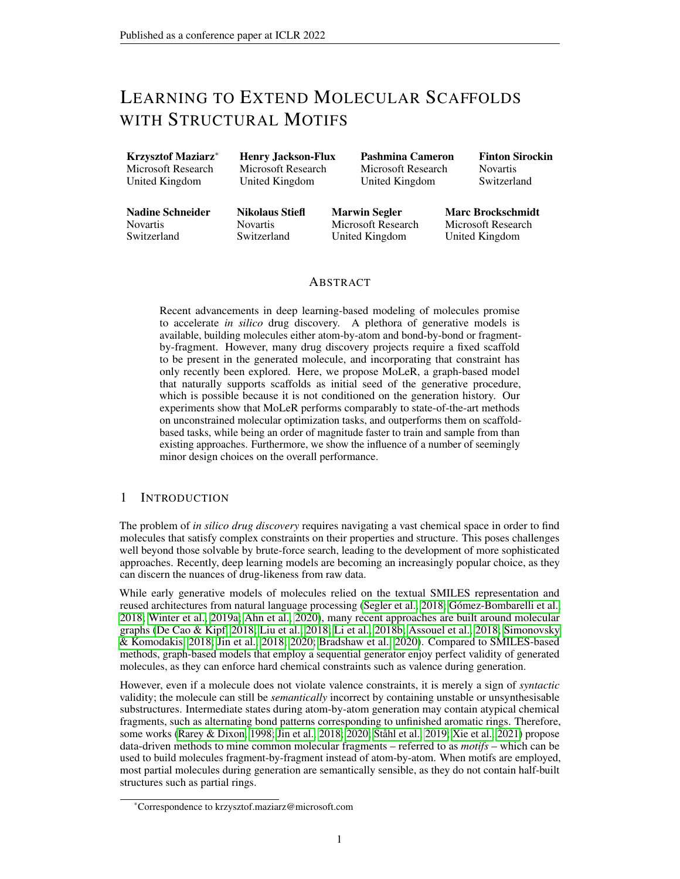# LEARNING TO EXTEND MOLECULAR SCAFFOLDS WITH STRUCTURAL MOTIFS

**Krzysztof Maziarz**[*]
Microsoft Research
United Kingdom

**Henry Jackson-Flux**
Microsoft Research
United Kingdom

**Pashmina Cameron**
Microsoft Research
United Kingdom

**Finton Sirockin**
Novartis
Switzerland

**Nadine Schneider**
Novartis
Switzerland

**Nikolaus Stiefl**
Novartis
Switzerland

**Marwin Segler**
Microsoft Research
United Kingdom

**Marc Brockschmidt**
Microsoft Research
United Kingdom

## ABSTRACT

Recent advancements in deep learning-based modeling of molecules promise to accelerate *in silico* drug discovery. A plethora of generative models is available, building molecules either atom-by-atom and bond-by-bond or fragment-by-fragment. However, many drug discovery projects require a fixed scaffold to be present in the generated molecule, and incorporating that constraint has only recently been explored. Here, we propose MoLeR, a graph-based model that naturally supports scaffolds as initial seed of the generative procedure, which is possible because it is not conditioned on the generation history. Our experiments show that MoLeR performs comparably to state-of-the-art methods on unconstrained molecular optimization tasks, and outperforms them on scaffold-based tasks, while being an order of magnitude faster to train and sample from than existing approaches. Furthermore, we show the influence of a number of seemingly minor design choices on the overall performance.

## 1 INTRODUCTION

The problem of *in silico drug discovery* requires navigating a vast chemical space in order to find molecules that satisfy complex constraints on their properties and structure. This poses challenges well beyond those solvable by brute-force search, leading to the development of more sophisticated approaches. Recently, deep learning models are becoming an increasingly popular choice, as they can discern the nuances of drug-likeness from raw data.

While early generative models of molecules relied on the textual SMILES representation and reused architectures from natural language processing (Segler et al., 2018; Gómez-Bombarelli et al., 2018; Winter et al., 2019a; Ahn et al., 2020), many recent approaches are built around molecular graphs (De Cao & Kipf, 2018; Liu et al., 2018; Li et al., 2018b; Assouel et al., 2018; Simonovsky & Komodakis, 2018; Jin et al., 2018; 2020; Bradshaw et al., 2020). Compared to SMILES-based methods, graph-based models that employ a sequential generator enjoy perfect validity of generated molecules, as they can enforce hard chemical constraints such as valence during generation.

However, even if a molecule does not violate valence constraints, it is merely a sign of *syntactic* validity; the molecule can still be *semantically* incorrect by containing unstable or unsynthesisable substructures. Intermediate states during atom-by-atom generation may contain atypical chemical fragments, such as alternating bond patterns corresponding to unfinished aromatic rings. Therefore, some works (Rarey & Dixon, 1998; Jin et al., 2018; 2020; Ståhl et al., 2019; Xie et al., 2021) propose data-driven methods to mine common molecular fragments – referred to as *motifs* – which can be used to build molecules fragment-by-fragment instead of atom-by-atom. When motifs are employed, most partial molecules during generation are semantically sensible, as they do not contain half-built structures such as partial rings.

[*]Correspondence to krzysztof.maziarz@microsoft.com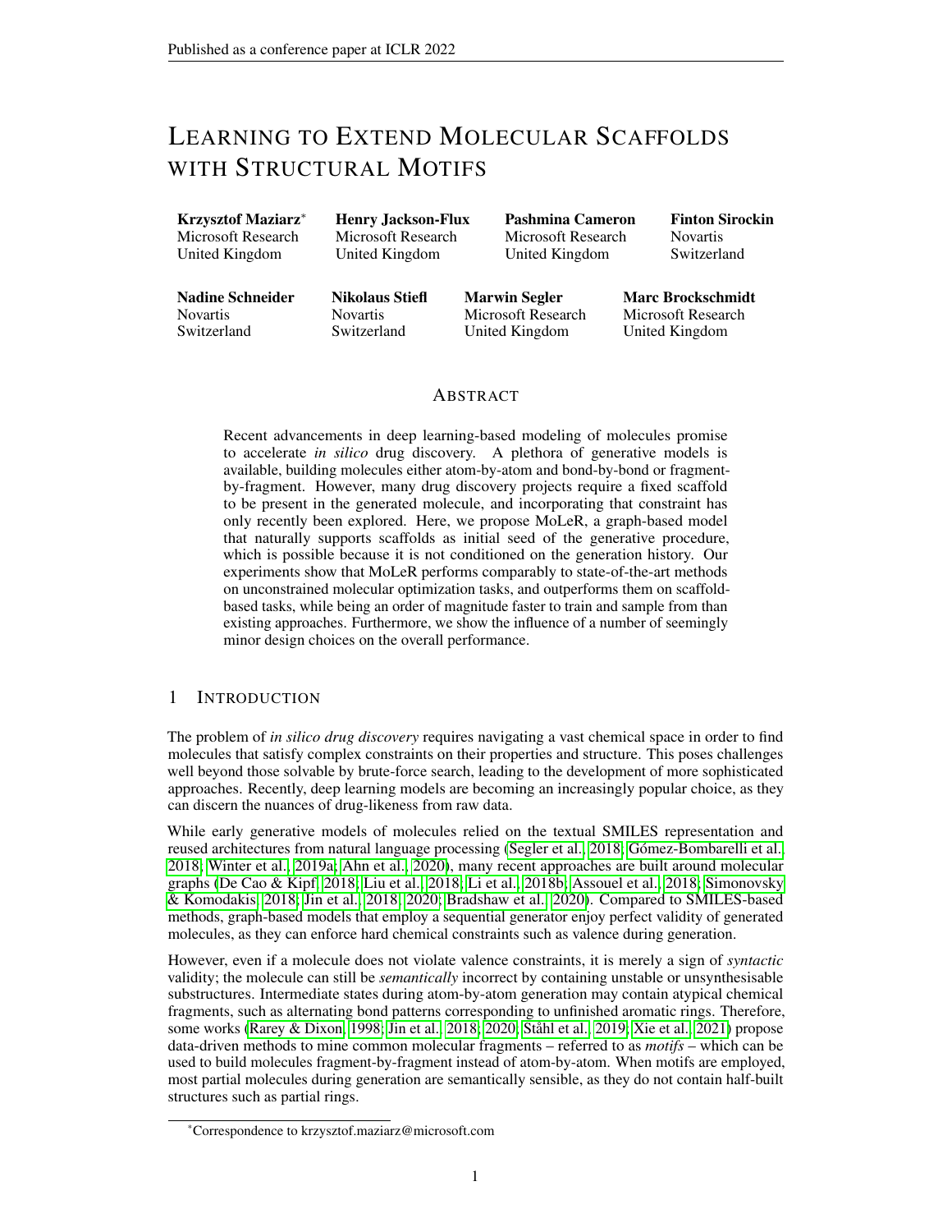# LEARNING TO EXTEND MOLECULAR SCAFFOLDS WITH STRUCTURAL MOTIFS

**Krzysztof Maziarz**[*]
Microsoft Research
United Kingdom

**Henry Jackson-Flux**
Microsoft Research
United Kingdom

**Pashmina Cameron**
Microsoft Research
United Kingdom

**Finton Sirockin**
Novartis
Switzerland

**Nadine Schneider**
Novartis
Switzerland

**Nikolaus Stiefl**
Novartis
Switzerland

**Marwin Segler**
Microsoft Research
United Kingdom

**Marc Brockschmidt**
Microsoft Research
United Kingdom

## ABSTRACT

Recent advancements in deep learning-based modeling of molecules promise to accelerate *in silico* drug discovery. A plethora of generative models is available, building molecules either atom-by-atom and bond-by-bond or fragment-by-fragment. However, many drug discovery projects require a fixed scaffold to be present in the generated molecule, and incorporating that constraint has only recently been explored. Here, we propose MoLeR, a graph-based model that naturally supports scaffolds as initial seed of the generative procedure, which is possible because it is not conditioned on the generation history. Our experiments show that MoLeR performs comparably to state-of-the-art methods on unconstrained molecular optimization tasks, and outperforms them on scaffold-based tasks, while being an order of magnitude faster to train and sample from than existing approaches. Furthermore, we show the influence of a number of seemingly minor design choices on the overall performance.

## 1 INTRODUCTION

The problem of *in silico drug discovery* requires navigating a vast chemical space in order to find molecules that satisfy complex constraints on their properties and structure. This poses challenges well beyond those solvable by brute-force search, leading to the development of more sophisticated approaches. Recently, deep learning models are becoming an increasingly popular choice, as they can discern the nuances of drug-likeness from raw data.

While early generative models of molecules relied on the textual SMILES representation and reused architectures from natural language processing (Segler et al., 2018; Gómez-Bombarelli et al., 2018; Winter et al., 2019a; Ahn et al., 2020), many recent approaches are built around molecular graphs (De Cao & Kipf, 2018; Liu et al., 2018; Li et al., 2018b; Assouel et al., 2018; Simonovsky & Komodakis, 2018; Jin et al., 2018; 2020; Bradshaw et al., 2020). Compared to SMILES-based methods, graph-based models that employ a sequential generator enjoy perfect validity of generated molecules, as they can enforce hard chemical constraints such as valence during generation.

However, even if a molecule does not violate valence constraints, it is merely a sign of *syntactic* validity; the molecule can still be *semantically* incorrect by containing unstable or unsynthesisable substructures. Intermediate states during atom-by-atom generation may contain atypical chemical fragments, such as alternating bond patterns corresponding to unfinished aromatic rings. Therefore, some works (Rarey & Dixon, 1998; Jin et al., 2018; 2020; Ståhl et al., 2019; Xie et al., 2021) propose data-driven methods to mine common molecular fragments – referred to as *motifs* – which can be used to build molecules fragment-by-fragment instead of atom-by-atom. When motifs are employed, most partial molecules during generation are semantically sensible, as they do not contain half-built structures such as partial rings.

[*] Correspondence to krzysztof.maziarz@microsoft.com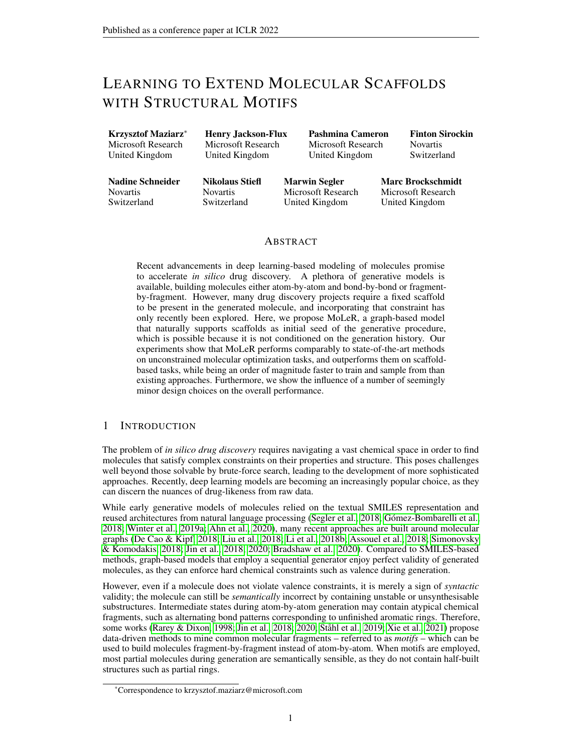# LEARNING TO EXTEND MOLECULAR SCAFFOLDS WITH STRUCTURAL MOTIFS

**Krzysztof Maziarz**[*]
Microsoft Research
United Kingdom

**Henry Jackson-Flux**
Microsoft Research
United Kingdom

**Pashmina Cameron**
Microsoft Research
United Kingdom

**Finton Sirockin**
Novartis
Switzerland

**Nadine Schneider**
Novartis
Switzerland

**Nikolaus Stiefl**
Novartis
Switzerland

**Marwin Segler**
Microsoft Research
United Kingdom

**Marc Brockschmidt**
Microsoft Research
United Kingdom

## ABSTRACT

Recent advancements in deep learning-based modeling of molecules promise to accelerate *in silico* drug discovery. A plethora of generative models is available, building molecules either atom-by-atom and bond-by-bond or fragment-by-fragment. However, many drug discovery projects require a fixed scaffold to be present in the generated molecule, and incorporating that constraint has only recently been explored. Here, we propose MoLeR, a graph-based model that naturally supports scaffolds as initial seed of the generative procedure, which is possible because it is not conditioned on the generation history. Our experiments show that MoLeR performs comparably to state-of-the-art methods on unconstrained molecular optimization tasks, and outperforms them on scaffold-based tasks, while being an order of magnitude faster to train and sample from than existing approaches. Furthermore, we show the influence of a number of seemingly minor design choices on the overall performance.

## 1 INTRODUCTION

The problem of *in silico drug discovery* requires navigating a vast chemical space in order to find molecules that satisfy complex constraints on their properties and structure. This poses challenges well beyond those solvable by brute-force search, leading to the development of more sophisticated approaches. Recently, deep learning models are becoming an increasingly popular choice, as they can discern the nuances of drug-likeness from raw data.

While early generative models of molecules relied on the textual SMILES representation and reused architectures from natural language processing (Segler et al., 2018; Gómez-Bombarelli et al., 2018; Winter et al., 2019a; Ahn et al., 2020), many recent approaches are built around molecular graphs (De Cao & Kipf, 2018; Liu et al., 2018; Li et al., 2018b; Assouel et al., 2018; Simonovsky & Komodakis, 2018; Jin et al., 2018; 2020; Bradshaw et al., 2020). Compared to SMILES-based methods, graph-based models that employ a sequential generator enjoy perfect validity of generated molecules, as they can enforce hard chemical constraints such as valence during generation.

However, even if a molecule does not violate valence constraints, it is merely a sign of *syntactic* validity; the molecule can still be *semantically* incorrect by containing unstable or unsynthesisable substructures. Intermediate states during atom-by-atom generation may contain atypical chemical fragments, such as alternating bond patterns corresponding to unfinished aromatic rings. Therefore, some works (Rarey & Dixon, 1998; Jin et al., 2018; 2020; Ståhl et al., 2019; Xie et al., 2021) propose data-driven methods to mine common molecular fragments – referred to as *motifs* – which can be used to build molecules fragment-by-fragment instead of atom-by-atom. When motifs are employed, most partial molecules during generation are semantically sensible, as they do not contain half-built structures such as partial rings.

[*]Correspondence to krzysztof.maziarz@microsoft.com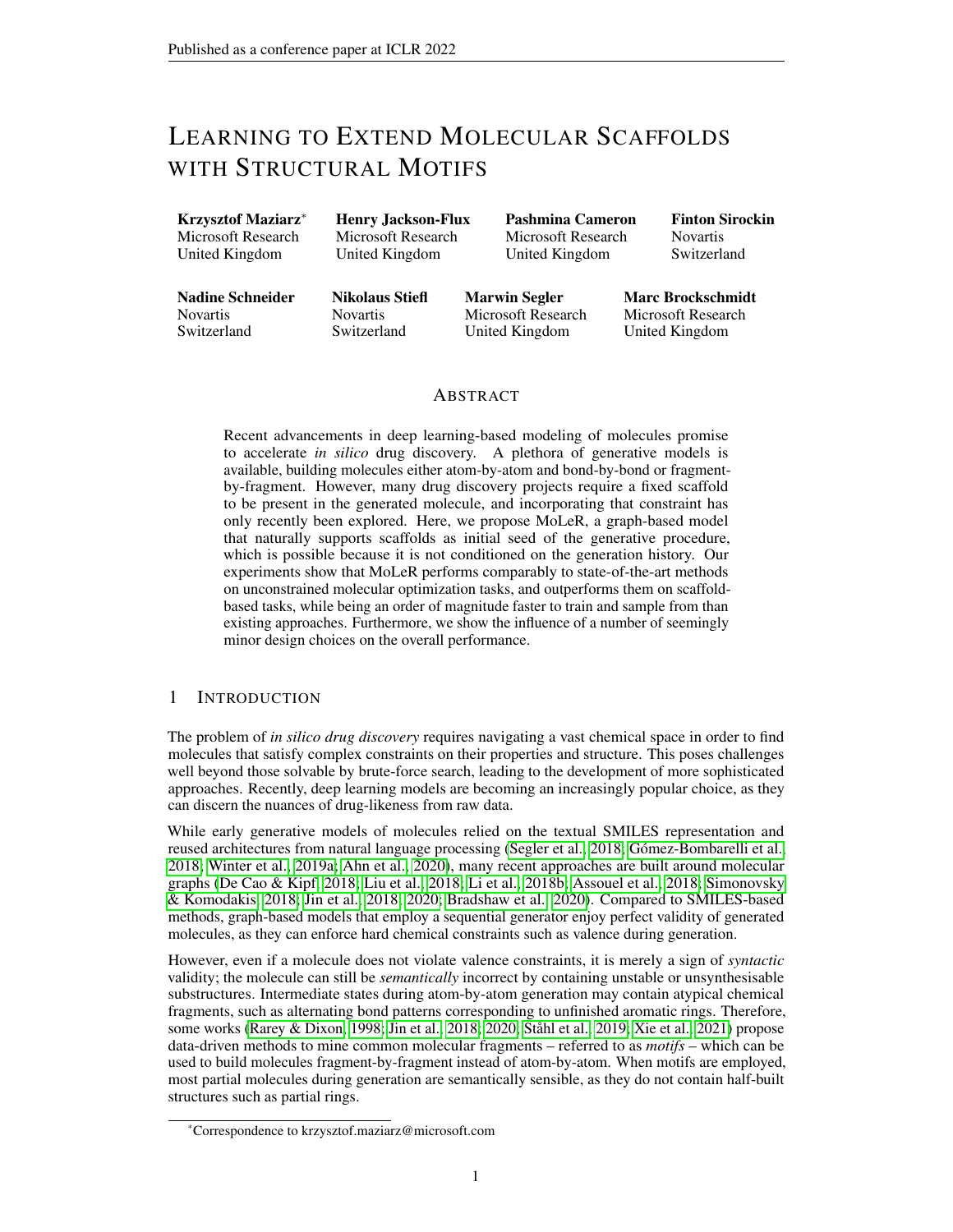# Learning to Extend Molecular Scaffolds with Structural Motifs

**Krzysztof Maziarz**[*]
Microsoft Research
United Kingdom

**Henry Jackson-Flux**
Microsoft Research
United Kingdom

**Pashmina Cameron**
Microsoft Research
United Kingdom

**Finton Sirockin**
Novartis
Switzerland

**Nadine Schneider**
Novartis
Switzerland

**Nikolaus Stiefl**
Novartis
Switzerland

**Marwin Segler**
Microsoft Research
United Kingdom

**Marc Brockschmidt**
Microsoft Research
United Kingdom

## Abstract

Recent advancements in deep learning-based modeling of molecules promise to accelerate *in silico* drug discovery. A plethora of generative models is available, building molecules either atom-by-atom and bond-by-bond or fragment-by-fragment. However, many drug discovery projects require a fixed scaffold to be present in the generated molecule, and incorporating that constraint has only recently been explored. Here, we propose MoLeR, a graph-based model that naturally supports scaffolds as initial seed of the generative procedure, which is possible because it is not conditioned on the generation history. Our experiments show that MoLeR performs comparably to state-of-the-art methods on unconstrained molecular optimization tasks, and outperforms them on scaffold-based tasks, while being an order of magnitude faster to train and sample from than existing approaches. Furthermore, we show the influence of a number of seemingly minor design choices on the overall performance.

## 1 Introduction

The problem of *in silico drug discovery* requires navigating a vast chemical space in order to find molecules that satisfy complex constraints on their properties and structure. This poses challenges well beyond those solvable by brute-force search, leading to the development of more sophisticated approaches. Recently, deep learning models are becoming an increasingly popular choice, as they can discern the nuances of drug-likeness from raw data.

While early generative models of molecules relied on the textual SMILES representation and reused architectures from natural language processing (Segler et al., 2018; Gómez-Bombarelli et al., 2018; Winter et al., 2019a; Ahn et al., 2020), many recent approaches are built around molecular graphs (De Cao & Kipf, 2018; Liu et al., 2018; Li et al., 2018b; Assouel et al., 2018; Simonovsky & Komodakis, 2018; Jin et al., 2018; 2020; Bradshaw et al., 2020). Compared to SMILES-based methods, graph-based models that employ a sequential generator enjoy perfect validity of generated molecules, as they can enforce hard chemical constraints such as valence during generation.

However, even if a molecule does not violate valence constraints, it is merely a sign of *syntactic* validity; the molecule can still be *semantically* incorrect by containing unstable or unsynthesisable substructures. Intermediate states during atom-by-atom generation may contain atypical chemical fragments, such as alternating bond patterns corresponding to unfinished aromatic rings. Therefore, some works (Rarey & Dixon, 1998; Jin et al., 2018; 2020; Ståhl et al., 2019; Xie et al., 2021) propose data-driven methods to mine common molecular fragments – referred to as *motifs* – which can be used to build molecules fragment-by-fragment instead of atom-by-atom. When motifs are employed, most partial molecules during generation are semantically sensible, as they do not contain half-built structures such as partial rings.

[*]Correspondence to krzysztof.maziarz@microsoft.com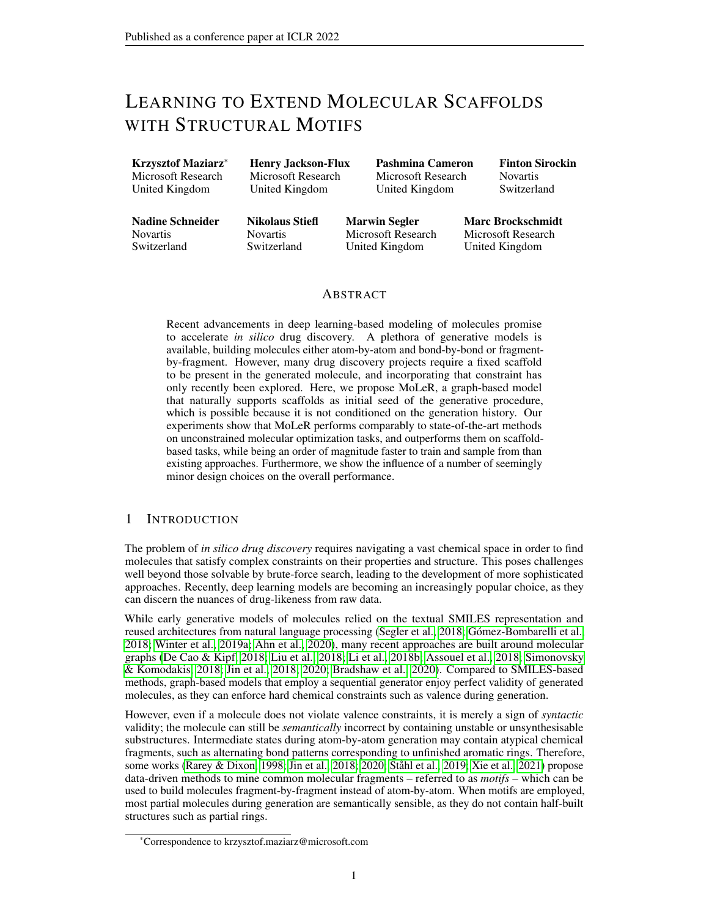# Learning to Extend Molecular Scaffolds with Structural Motifs

| **Krzysztof Maziarz**[*] | **Henry Jackson-Flux** | **Pashmina Cameron** | **Finton Sirockin** |
| --- | --- | --- | --- |
| Microsoft Research | Microsoft Research | Microsoft Research | Novartis |
| United Kingdom | United Kingdom | United Kingdom | Switzerland |

| **Nadine Schneider** | **Nikolaus Stiefl** | **Marwin Segler** | **Marc Brockschmidt** |
| --- | --- | --- | --- |
| Novartis | Novartis | Microsoft Research | Microsoft Research |
| Switzerland | Switzerland | United Kingdom | United Kingdom |

## Abstract

Recent advancements in deep learning-based modeling of molecules promise to accelerate *in silico* drug discovery. A plethora of generative models is available, building molecules either atom-by-atom and bond-by-bond or fragment-by-fragment. However, many drug discovery projects require a fixed scaffold to be present in the generated molecule, and incorporating that constraint has only recently been explored. Here, we propose MoLeR, a graph-based model that naturally supports scaffolds as initial seed of the generative procedure, which is possible because it is not conditioned on the generation history. Our experiments show that MoLeR performs comparably to state-of-the-art methods on unconstrained molecular optimization tasks, and outperforms them on scaffold-based tasks, while being an order of magnitude faster to train and sample from than existing approaches. Furthermore, we show the influence of a number of seemingly minor design choices on the overall performance.

## 1 Introduction

The problem of *in silico drug discovery* requires navigating a vast chemical space in order to find molecules that satisfy complex constraints on their properties and structure. This poses challenges well beyond those solvable by brute-force search, leading to the development of more sophisticated approaches. Recently, deep learning models are becoming an increasingly popular choice, as they can discern the nuances of drug-likeness from raw data.

While early generative models of molecules relied on the textual SMILES representation and reused architectures from natural language processing (Segler et al., 2018; Gómez-Bombarelli et al., 2018; Winter et al., 2019a; Ahn et al., 2020), many recent approaches are built around molecular graphs (De Cao & Kipf, 2018; Liu et al., 2018; Li et al., 2018b; Assouel et al., 2018; Simonovsky & Komodakis, 2018; Jin et al., 2018; 2020; Bradshaw et al., 2020). Compared to SMILES-based methods, graph-based models that employ a sequential generator enjoy perfect validity of generated molecules, as they can enforce hard chemical constraints such as valence during generation.

However, even if a molecule does not violate valence constraints, it is merely a sign of *syntactic* validity; the molecule can still be *semantically* incorrect by containing unstable or unsynthesisable substructures. Intermediate states during atom-by-atom generation may contain atypical chemical fragments, such as alternating bond patterns corresponding to unfinished aromatic rings. Therefore, some works (Rarey & Dixon, 1998; Jin et al., 2018; 2020; Ståhl et al., 2019; Xie et al., 2021) propose data-driven methods to mine common molecular fragments – referred to as *motifs* – which can be used to build molecules fragment-by-fragment instead of atom-by-atom. When motifs are employed, most partial molecules during generation are semantically sensible, as they do not contain half-built structures such as partial rings.

[*]Correspondence to krzysztof.maziarz@microsoft.com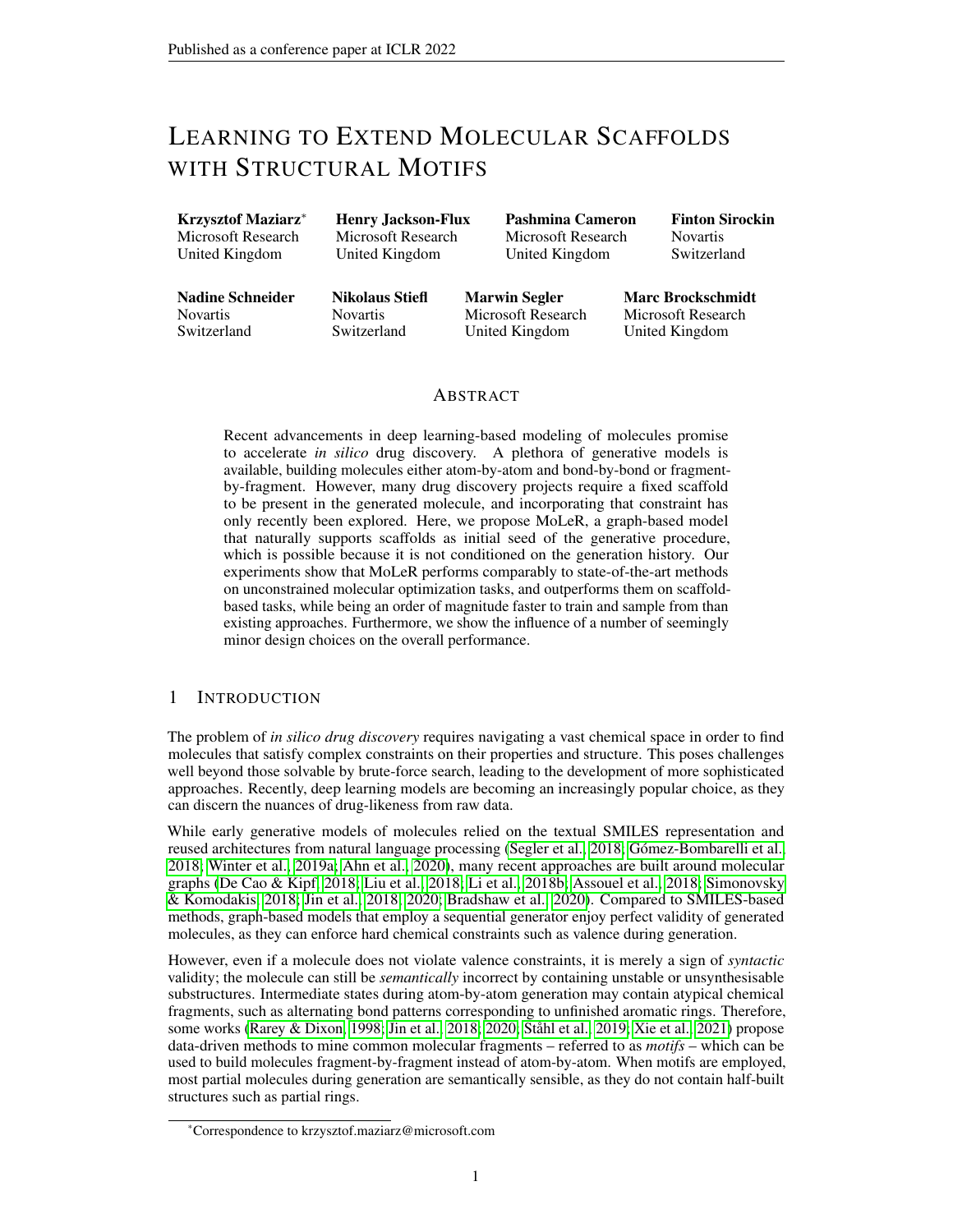# Learning to Extend Molecular Scaffolds with Structural Motifs

**Krzysztof Maziarz**[*]
Microsoft Research
United Kingdom

**Henry Jackson-Flux**
Microsoft Research
United Kingdom

**Pashmina Cameron**
Microsoft Research
United Kingdom

**Finton Sirockin**
Novartis
Switzerland

**Nadine Schneider**
Novartis
Switzerland

**Nikolaus Stiefl**
Novartis
Switzerland

**Marwin Segler**
Microsoft Research
United Kingdom

**Marc Brockschmidt**
Microsoft Research
United Kingdom

## Abstract

Recent advancements in deep learning-based modeling of molecules promise to accelerate *in silico* drug discovery. A plethora of generative models is available, building molecules either atom-by-atom and bond-by-bond or fragment-by-fragment. However, many drug discovery projects require a fixed scaffold to be present in the generated molecule, and incorporating that constraint has only recently been explored. Here, we propose MoLeR, a graph-based model that naturally supports scaffolds as initial seed of the generative procedure, which is possible because it is not conditioned on the generation history. Our experiments show that MoLeR performs comparably to state-of-the-art methods on unconstrained molecular optimization tasks, and outperforms them on scaffold-based tasks, while being an order of magnitude faster to train and sample from than existing approaches. Furthermore, we show the influence of a number of seemingly minor design choices on the overall performance.

## 1 Introduction

The problem of *in silico drug discovery* requires navigating a vast chemical space in order to find molecules that satisfy complex constraints on their properties and structure. This poses challenges well beyond those solvable by brute-force search, leading to the development of more sophisticated approaches. Recently, deep learning models are becoming an increasingly popular choice, as they can discern the nuances of drug-likeness from raw data.

While early generative models of molecules relied on the textual SMILES representation and reused architectures from natural language processing (Segler et al., 2018; Gómez-Bombarelli et al., 2018; Winter et al., 2019a; Ahn et al., 2020), many recent approaches are built around molecular graphs (De Cao & Kipf, 2018; Liu et al., 2018; Li et al., 2018b; Assouel et al., 2018; Simonovsky & Komodakis, 2018; Jin et al., 2018; 2020; Bradshaw et al., 2020). Compared to SMILES-based methods, graph-based models that employ a sequential generator enjoy perfect validity of generated molecules, as they can enforce hard chemical constraints such as valence during generation.

However, even if a molecule does not violate valence constraints, it is merely a sign of *syntactic* validity; the molecule can still be *semantically* incorrect by containing unstable or unsynthesisable substructures. Intermediate states during atom-by-atom generation may contain atypical chemical fragments, such as alternating bond patterns corresponding to unfinished aromatic rings. Therefore, some works (Rarey & Dixon, 1998; Jin et al., 2018; 2020; Ståhl et al., 2019; Xie et al., 2021) propose data-driven methods to mine common molecular fragments – referred to as *motifs* – which can be used to build molecules fragment-by-fragment instead of atom-by-atom. When motifs are employed, most partial molecules during generation are semantically sensible, as they do not contain half-built structures such as partial rings.

[*] Correspondence to krzysztof.maziarz@microsoft.com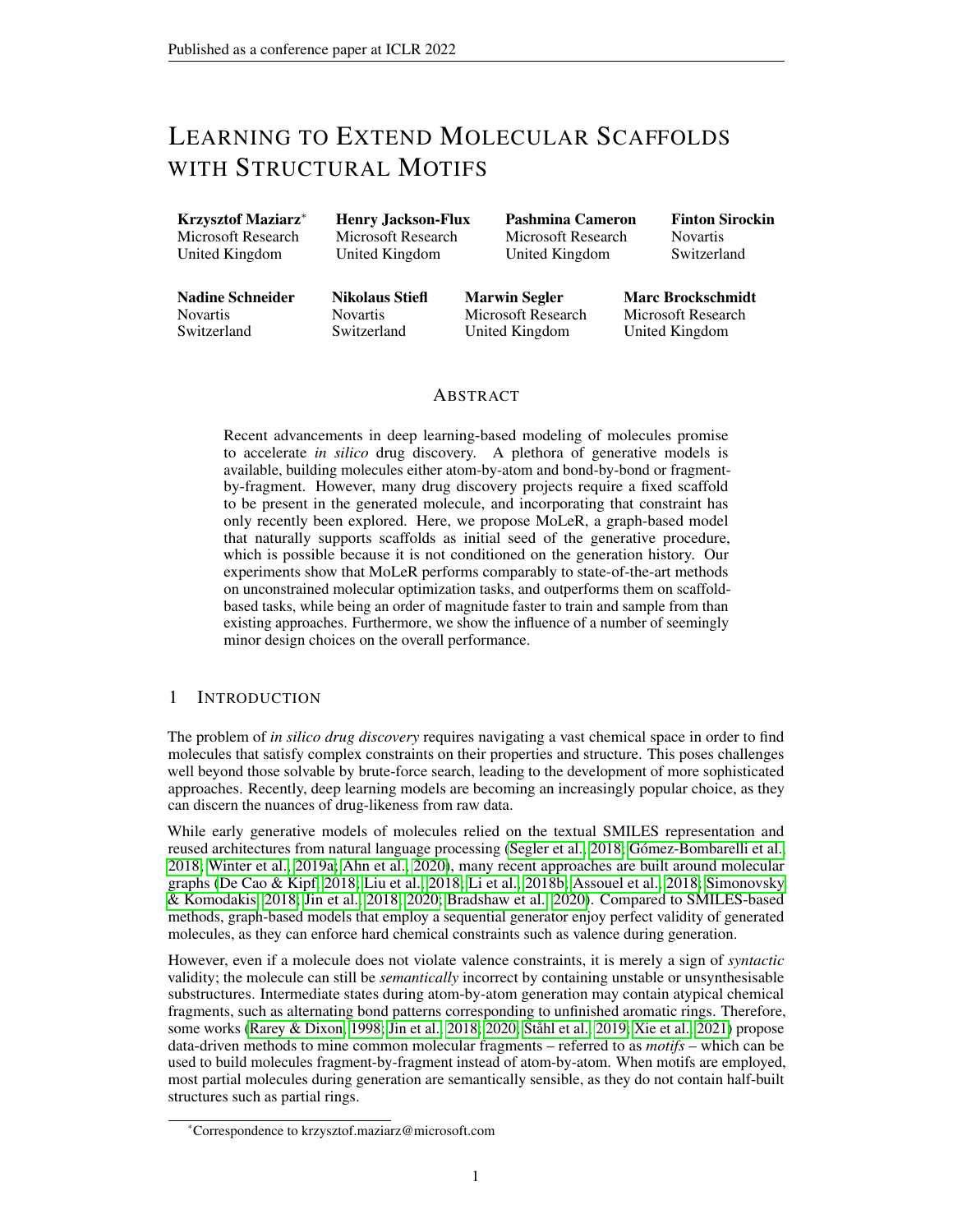# Learning to Extend Molecular Scaffolds with Structural Motifs

**Krzysztof Maziarz**[*]
Microsoft Research
United Kingdom

**Henry Jackson-Flux**
Microsoft Research
United Kingdom

**Pashmina Cameron**
Microsoft Research
United Kingdom

**Finton Sirockin**
Novartis
Switzerland

**Nadine Schneider**
Novartis
Switzerland

**Nikolaus Stiefl**
Novartis
Switzerland

**Marwin Segler**
Microsoft Research
United Kingdom

**Marc Brockschmidt**
Microsoft Research
United Kingdom

## Abstract

Recent advancements in deep learning-based modeling of molecules promise to accelerate *in silico* drug discovery. A plethora of generative models is available, building molecules either atom-by-atom and bond-by-bond or fragment-by-fragment. However, many drug discovery projects require a fixed scaffold to be present in the generated molecule, and incorporating that constraint has only recently been explored. Here, we propose MoLeR, a graph-based model that naturally supports scaffolds as initial seed of the generative procedure, which is possible because it is not conditioned on the generation history. Our experiments show that MoLeR performs comparably to state-of-the-art methods on unconstrained molecular optimization tasks, and outperforms them on scaffold-based tasks, while being an order of magnitude faster to train and sample from than existing approaches. Furthermore, we show the influence of a number of seemingly minor design choices on the overall performance.

## 1 Introduction

The problem of *in silico drug discovery* requires navigating a vast chemical space in order to find molecules that satisfy complex constraints on their properties and structure. This poses challenges well beyond those solvable by brute-force search, leading to the development of more sophisticated approaches. Recently, deep learning models are becoming an increasingly popular choice, as they can discern the nuances of drug-likeness from raw data.

While early generative models of molecules relied on the textual SMILES representation and reused architectures from natural language processing (Segler et al., 2018; Gómez-Bombarelli et al., 2018; Winter et al., 2019a; Ahn et al., 2020), many recent approaches are built around molecular graphs (De Cao & Kipf, 2018; Liu et al., 2018; Li et al., 2018b; Assouel et al., 2018; Simonovsky & Komodakis, 2018; Jin et al., 2018; 2020; Bradshaw et al., 2020). Compared to SMILES-based methods, graph-based models that employ a sequential generator enjoy perfect validity of generated molecules, as they can enforce hard chemical constraints such as valence during generation.

However, even if a molecule does not violate valence constraints, it is merely a sign of *syntactic* validity; the molecule can still be *semantically* incorrect by containing unstable or unsynthesisable substructures. Intermediate states during atom-by-atom generation may contain atypical chemical fragments, such as alternating bond patterns corresponding to unfinished aromatic rings. Therefore, some works (Rarey & Dixon, 1998; Jin et al., 2018; 2020; Ståhl et al., 2019; Xie et al., 2021) propose data-driven methods to mine common molecular fragments – referred to as *motifs* – which can be used to build molecules fragment-by-fragment instead of atom-by-atom. When motifs are employed, most partial molecules during generation are semantically sensible, as they do not contain half-built structures such as partial rings.

[*] Correspondence to krzysztof.maziarz@microsoft.com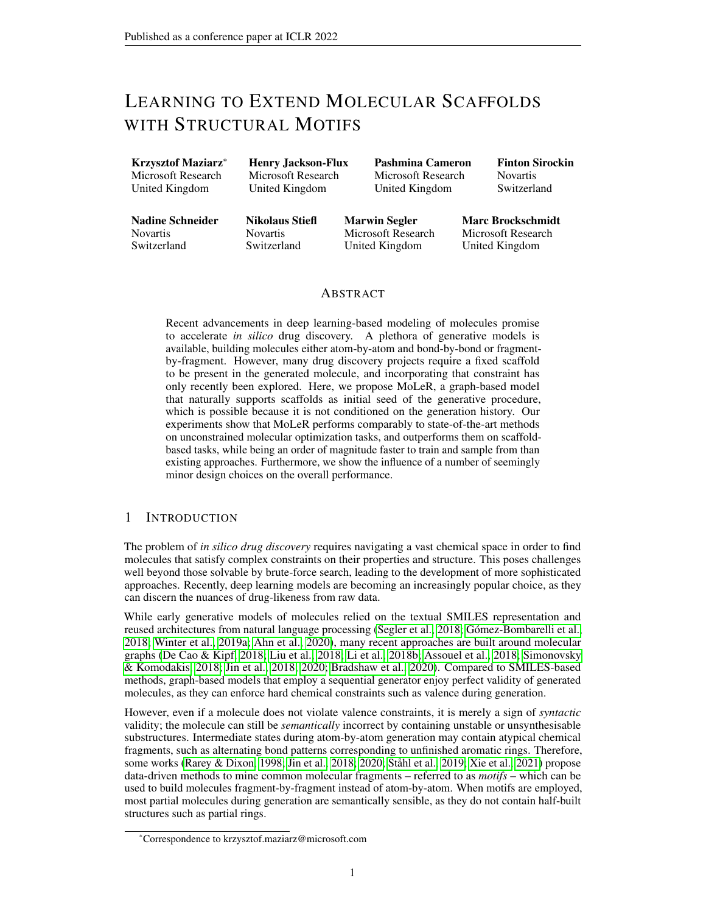# LEARNING TO EXTEND MOLECULAR SCAFFOLDS WITH STRUCTURAL MOTIFS

**Krzysztof Maziarz*** Microsoft Research United Kingdom

**Henry Jackson-Flux** Microsoft Research United Kingdom

**Pashmina Cameron** Microsoft Research United Kingdom

**Finton Sirockin** Novartis Switzerland

**Nadine Schneider** Novartis Switzerland

**Nikolaus Stiefl** Novartis Switzerland

**Marwin Segler** Microsoft Research United Kingdom

**Marc Brockschmidt** Microsoft Research United Kingdom

## ABSTRACT

Recent advancements in deep learning-based modeling of molecules promise to accelerate *in silico* drug discovery. A plethora of generative models is available, building molecules either atom-by-atom and bond-by-bond or fragment-by-fragment. However, many drug discovery projects require a fixed scaffold to be present in the generated molecule, and incorporating that constraint has only recently been explored. Here, we propose MoLeR, a graph-based model that naturally supports scaffolds as initial seed of the generative procedure, which is possible because it is not conditioned on the generation history. Our experiments show that MoLeR performs comparably to state-of-the-art methods on unconstrained molecular optimization tasks, and outperforms them on scaffold-based tasks, while being an order of magnitude faster to train and sample from than existing approaches. Furthermore, we show the influence of a number of seemingly minor design choices on the overall performance.

## 1 INTRODUCTION

The problem of *in silico drug discovery* requires navigating a vast chemical space in order to find molecules that satisfy complex constraints on their properties and structure. This poses challenges well beyond those solvable by brute-force search, leading to the development of more sophisticated approaches. Recently, deep learning models are becoming an increasingly popular choice, as they can discern the nuances of drug-likeness from raw data.

While early generative models of molecules relied on the textual SMILES representation and reused architectures from natural language processing (Segler et al., 2018; Gómez-Bombarelli et al., 2018; Winter et al., 2019a; Ahn et al., 2020), many recent approaches are built around molecular graphs (De Cao & Kipf, 2018; Liu et al., 2018; Li et al., 2018b; Assouel et al., 2018; Simonovsky & Komodakis, 2018; Jin et al., 2018; 2020; Bradshaw et al., 2020). Compared to SMILES-based methods, graph-based models that employ a sequential generator enjoy perfect validity of generated molecules, as they can enforce hard chemical constraints such as valence during generation.

However, even if a molecule does not violate valence constraints, it is merely a sign of *syntactic* validity; the molecule can still be *semantically* incorrect by containing unstable or unsynthesisable substructures. Intermediate states during atom-by-atom generation may contain atypical chemical fragments, such as alternating bond patterns corresponding to unfinished aromatic rings. Therefore, some works (Rarey & Dixon, 1998; Jin et al., 2018; 2020; Ståhl et al., 2019; Xie et al., 2021) propose data-driven methods to mine common molecular fragments – referred to as *motifs* – which can be used to build molecules fragment-by-fragment instead of atom-by-atom. When motifs are employed, most partial molecules during generation are semantically sensible, as they do not contain half-built structures such as partial rings.

*Correspondence to krzysztof.maziarz@microsoft.com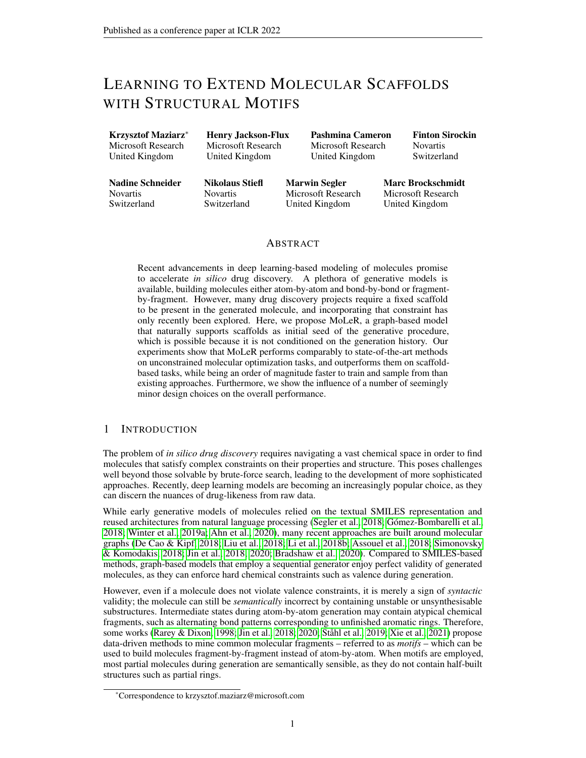# Learning to Extend Molecular Scaffolds with Structural Motifs

**Krzysztof Maziarz**[*] Microsoft Research United Kingdom

**Henry Jackson-Flux** Microsoft Research United Kingdom

**Pashmina Cameron** Microsoft Research United Kingdom

**Finton Sirockin** Novartis Switzerland

**Nadine Schneider** Novartis Switzerland

**Nikolaus Stiefl** Novartis Switzerland

**Marwin Segler** Microsoft Research United Kingdom

**Marc Brockschmidt** Microsoft Research United Kingdom

## Abstract

Recent advancements in deep learning-based modeling of molecules promise to accelerate *in silico* drug discovery. A plethora of generative models is available, building molecules either atom-by-atom and bond-by-bond or fragment-by-fragment. However, many drug discovery projects require a fixed scaffold to be present in the generated molecule, and incorporating that constraint has only recently been explored. Here, we propose MoLeR, a graph-based model that naturally supports scaffolds as initial seed of the generative procedure, which is possible because it is not conditioned on the generation history. Our experiments show that MoLeR performs comparably to state-of-the-art methods on unconstrained molecular optimization tasks, and outperforms them on scaffold-based tasks, while being an order of magnitude faster to train and sample from than existing approaches. Furthermore, we show the influence of a number of seemingly minor design choices on the overall performance.

## 1 Introduction

The problem of *in silico drug discovery* requires navigating a vast chemical space in order to find molecules that satisfy complex constraints on their properties and structure. This poses challenges well beyond those solvable by brute-force search, leading to the development of more sophisticated approaches. Recently, deep learning models are becoming an increasingly popular choice, as they can discern the nuances of drug-likeness from raw data.

While early generative models of molecules relied on the textual SMILES representation and reused architectures from natural language processing (Segler et al., 2018; Gómez-Bombarelli et al., 2018; Winter et al., 2019a; Ahn et al., 2020), many recent approaches are built around molecular graphs (De Cao & Kipf, 2018; Liu et al., 2018; Li et al., 2018b; Assouel et al., 2018; Simonovsky & Komodakis, 2018; Jin et al., 2018; 2020; Bradshaw et al., 2020). Compared to SMILES-based methods, graph-based models that employ a sequential generator enjoy perfect validity of generated molecules, as they can enforce hard chemical constraints such as valence during generation.

However, even if a molecule does not violate valence constraints, it is merely a sign of *syntactic* validity; the molecule can still be *semantically* incorrect by containing unstable or unsynthesisable substructures. Intermediate states during atom-by-atom generation may contain atypical chemical fragments, such as alternating bond patterns corresponding to unfinished aromatic rings. Therefore, some works (Rarey & Dixon, 1998; Jin et al., 2018; 2020; Ståhl et al., 2019; Xie et al., 2021) propose data-driven methods to mine common molecular fragments – referred to as *motifs* – which can be used to build molecules fragment-by-fragment instead of atom-by-atom. When motifs are employed, most partial molecules during generation are semantically sensible, as they do not contain half-built structures such as partial rings.

[*]Correspondence to krzysztof.maziarz@microsoft.com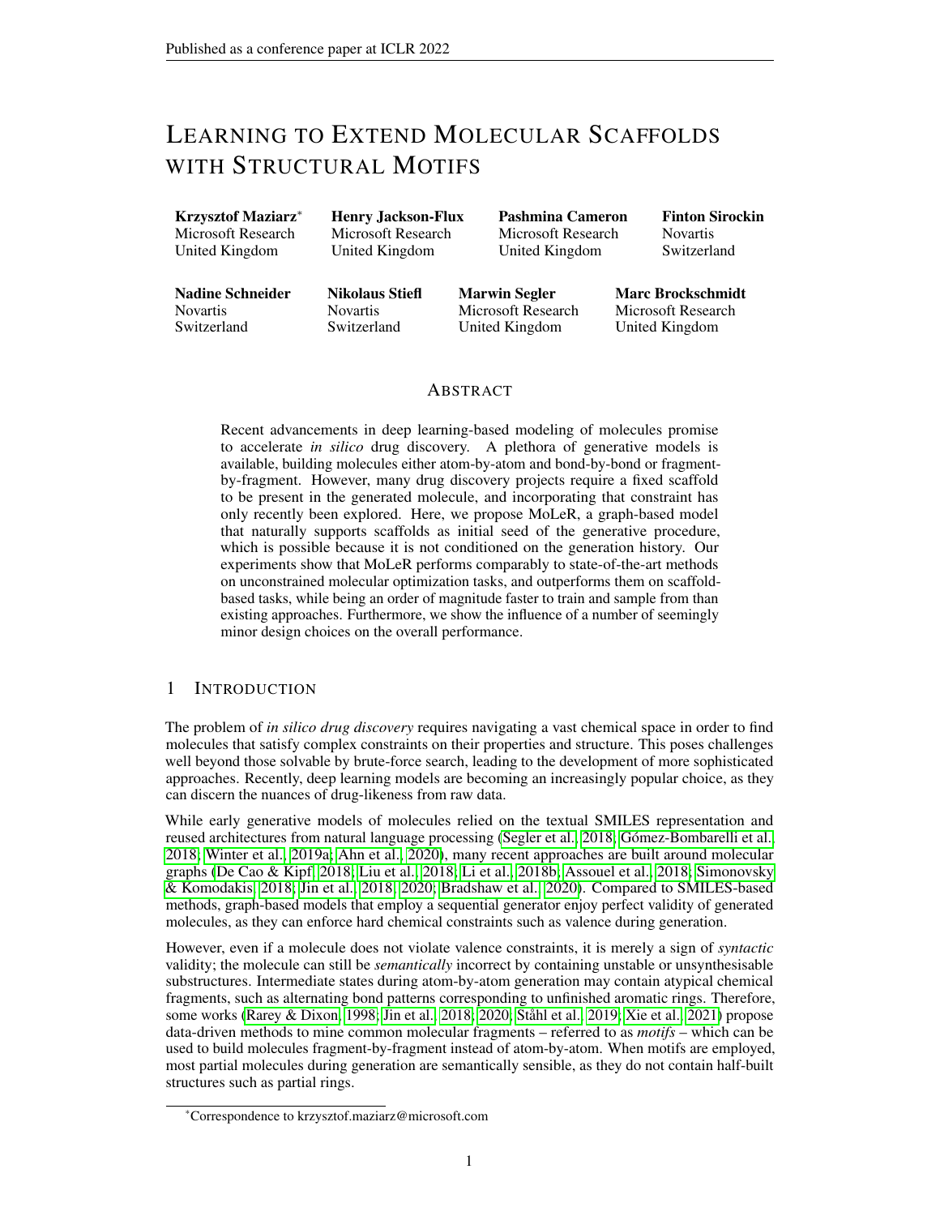# Learning to Extend Molecular Scaffolds with Structural Motifs

**Krzysztof Maziarz**[*] Microsoft Research United Kingdom

**Henry Jackson-Flux** Microsoft Research United Kingdom

**Pashmina Cameron** Microsoft Research United Kingdom

**Finton Sirockin** Novartis Switzerland

**Nadine Schneider** Novartis Switzerland

**Nikolaus Stiefl** Novartis Switzerland

**Marwin Segler** Microsoft Research United Kingdom

**Marc Brockschmidt** Microsoft Research United Kingdom

## Abstract

Recent advancements in deep learning-based modeling of molecules promise to accelerate *in silico* drug discovery. A plethora of generative models is available, building molecules either atom-by-atom and bond-by-bond or fragment-by-fragment. However, many drug discovery projects require a fixed scaffold to be present in the generated molecule, and incorporating that constraint has only recently been explored. Here, we propose MoLeR, a graph-based model that naturally supports scaffolds as initial seed of the generative procedure, which is possible because it is not conditioned on the generation history. Our experiments show that MoLeR performs comparably to state-of-the-art methods on unconstrained molecular optimization tasks, and outperforms them on scaffold-based tasks, while being an order of magnitude faster to train and sample from than existing approaches. Furthermore, we show the influence of a number of seemingly minor design choices on the overall performance.

## 1 Introduction

The problem of *in silico drug discovery* requires navigating a vast chemical space in order to find molecules that satisfy complex constraints on their properties and structure. This poses challenges well beyond those solvable by brute-force search, leading to the development of more sophisticated approaches. Recently, deep learning models are becoming an increasingly popular choice, as they can discern the nuances of drug-likeness from raw data.

While early generative models of molecules relied on the textual SMILES representation and reused architectures from natural language processing (Segler et al., 2018; Gómez-Bombarelli et al., 2018; Winter et al., 2019a; Ahn et al., 2020), many recent approaches are built around molecular graphs (De Cao & Kipf, 2018; Liu et al., 2018; Li et al., 2018b; Assouel et al., 2018; Simonovsky & Komodakis, 2018; Jin et al., 2018; 2020; Bradshaw et al., 2020). Compared to SMILES-based methods, graph-based models that employ a sequential generator enjoy perfect validity of generated molecules, as they can enforce hard chemical constraints such as valence during generation.

However, even if a molecule does not violate valence constraints, it is merely a sign of *syntactic* validity; the molecule can still be *semantically* incorrect by containing unstable or unsynthesisable substructures. Intermediate states during atom-by-atom generation may contain atypical chemical fragments, such as alternating bond patterns corresponding to unfinished aromatic rings. Therefore, some works (Rarey & Dixon, 1998; Jin et al., 2018; 2020; Ståhl et al., 2019; Xie et al., 2021) propose data-driven methods to mine common molecular fragments – referred to as *motifs* – which can be used to build molecules fragment-by-fragment instead of atom-by-atom. When motifs are employed, most partial molecules during generation are semantically sensible, as they do not contain half-built structures such as partial rings.

[*]Correspondence to krzysztof.maziarz@microsoft.com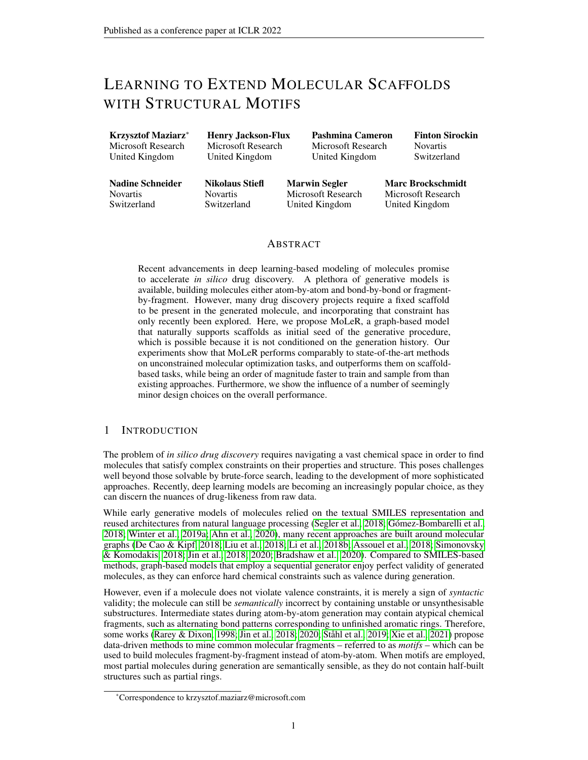# Learning to Extend Molecular Scaffolds with Structural Motifs

**Krzysztof Maziarz*** Microsoft Research United Kingdom

**Henry Jackson-Flux** Microsoft Research United Kingdom

**Pashmina Cameron** Microsoft Research United Kingdom

**Finton Sirockin** Novartis Switzerland

**Nadine Schneider** Novartis Switzerland

**Nikolaus Stiefl** Novartis Switzerland

**Marwin Segler** Microsoft Research United Kingdom

**Marc Brockschmidt** Microsoft Research United Kingdom

## Abstract

Recent advancements in deep learning-based modeling of molecules promise to accelerate *in silico* drug discovery. A plethora of generative models is available, building molecules either atom-by-atom and bond-by-bond or fragment-by-fragment. However, many drug discovery projects require a fixed scaffold to be present in the generated molecule, and incorporating that constraint has only recently been explored. Here, we propose MoLeR, a graph-based model that naturally supports scaffolds as initial seed of the generative procedure, which is possible because it is not conditioned on the generation history. Our experiments show that MoLeR performs comparably to state-of-the-art methods on unconstrained molecular optimization tasks, and outperforms them on scaffold-based tasks, while being an order of magnitude faster to train and sample from than existing approaches. Furthermore, we show the influence of a number of seemingly minor design choices on the overall performance.

## 1 Introduction

The problem of *in silico drug discovery* requires navigating a vast chemical space in order to find molecules that satisfy complex constraints on their properties and structure. This poses challenges well beyond those solvable by brute-force search, leading to the development of more sophisticated approaches. Recently, deep learning models are becoming an increasingly popular choice, as they can discern the nuances of drug-likeness from raw data.

While early generative models of molecules relied on the textual SMILES representation and reused architectures from natural language processing (Segler et al., 2018; Gómez-Bombarelli et al., 2018; Winter et al., 2019a; Ahn et al., 2020), many recent approaches are built around molecular graphs (De Cao & Kipf, 2018; Liu et al., 2018; Li et al., 2018b; Assouel et al., 2018; Simonovsky & Komodakis, 2018; Jin et al., 2018; 2020; Bradshaw et al., 2020). Compared to SMILES-based methods, graph-based models that employ a sequential generator enjoy perfect validity of generated molecules, as they can enforce hard chemical constraints such as valence during generation.

However, even if a molecule does not violate valence constraints, it is merely a sign of *syntactic* validity; the molecule can still be *semantically* incorrect by containing unstable or unsynthesisable substructures. Intermediate states during atom-by-atom generation may contain atypical chemical fragments, such as alternating bond patterns corresponding to unfinished aromatic rings. Therefore, some works (Rarey & Dixon, 1998; Jin et al., 2018; 2020; Ståhl et al., 2019; Xie et al., 2021) propose data-driven methods to mine common molecular fragments – referred to as *motifs* – which can be used to build molecules fragment-by-fragment instead of atom-by-atom. When motifs are employed, most partial molecules during generation are semantically sensible, as they do not contain half-built structures such as partial rings.

*Correspondence to krzysztof.maziarz@microsoft.com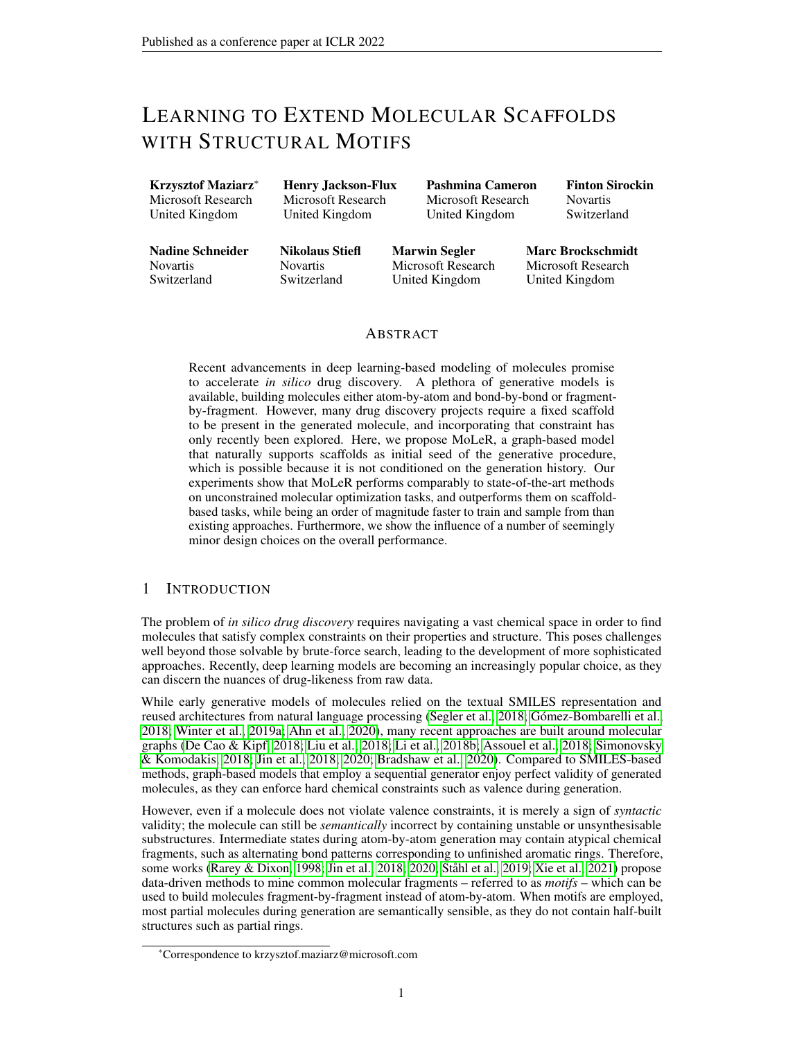# Learning to Extend Molecular Scaffolds with Structural Motifs

**Krzysztof Maziarz**[*]  
Microsoft Research  
United Kingdom

**Henry Jackson-Flux**  
Microsoft Research  
United Kingdom

**Pashmina Cameron**  
Microsoft Research  
United Kingdom

**Finton Sirockin**  
Novartis  
Switzerland

**Nadine Schneider**  
Novartis  
Switzerland

**Nikolaus Stiefl**  
Novartis  
Switzerland

**Marwin Segler**  
Microsoft Research  
United Kingdom

**Marc Brockschmidt**  
Microsoft Research  
United Kingdom

## Abstract

Recent advancements in deep learning-based modeling of molecules promise to accelerate *in silico* drug discovery. A plethora of generative models is available, building molecules either atom-by-atom and bond-by-bond or fragment-by-fragment. However, many drug discovery projects require a fixed scaffold to be present in the generated molecule, and incorporating that constraint has only recently been explored. Here, we propose MoLeR, a graph-based model that naturally supports scaffolds as initial seed of the generative procedure, which is possible because it is not conditioned on the generation history. Our experiments show that MoLeR performs comparably to state-of-the-art methods on unconstrained molecular optimization tasks, and outperforms them on scaffold-based tasks, while being an order of magnitude faster to train and sample from than existing approaches. Furthermore, we show the influence of a number of seemingly minor design choices on the overall performance.

## 1 Introduction

The problem of *in silico drug discovery* requires navigating a vast chemical space in order to find molecules that satisfy complex constraints on their properties and structure. This poses challenges well beyond those solvable by brute-force search, leading to the development of more sophisticated approaches. Recently, deep learning models are becoming an increasingly popular choice, as they can discern the nuances of drug-likeness from raw data.

While early generative models of molecules relied on the textual SMILES representation and reused architectures from natural language processing (Segler et al., 2018; Gómez-Bombarelli et al., 2018; Winter et al., 2019a; Ahn et al., 2020), many recent approaches are built around molecular graphs (De Cao & Kipf, 2018; Liu et al., 2018; Li et al., 2018b; Assouel et al., 2018; Simonovsky & Komodakis, 2018; Jin et al., 2018; 2020; Bradshaw et al., 2020). Compared to SMILES-based methods, graph-based models that employ a sequential generator enjoy perfect validity of generated molecules, as they can enforce hard chemical constraints such as valence during generation.

However, even if a molecule does not violate valence constraints, it is merely a sign of *syntactic* validity; the molecule can still be *semantically* incorrect by containing unstable or unsynthesisable substructures. Intermediate states during atom-by-atom generation may contain atypical chemical fragments, such as alternating bond patterns corresponding to unfinished aromatic rings. Therefore, some works (Rarey & Dixon, 1998; Jin et al., 2018; 2020; Ståhl et al., 2019; Xie et al., 2021) propose data-driven methods to mine common molecular fragments – referred to as *motifs* – which can be used to build molecules fragment-by-fragment instead of atom-by-atom. When motifs are employed, most partial molecules during generation are semantically sensible, as they do not contain half-built structures such as partial rings.

[*]Correspondence to krzysztof.maziarz@microsoft.com